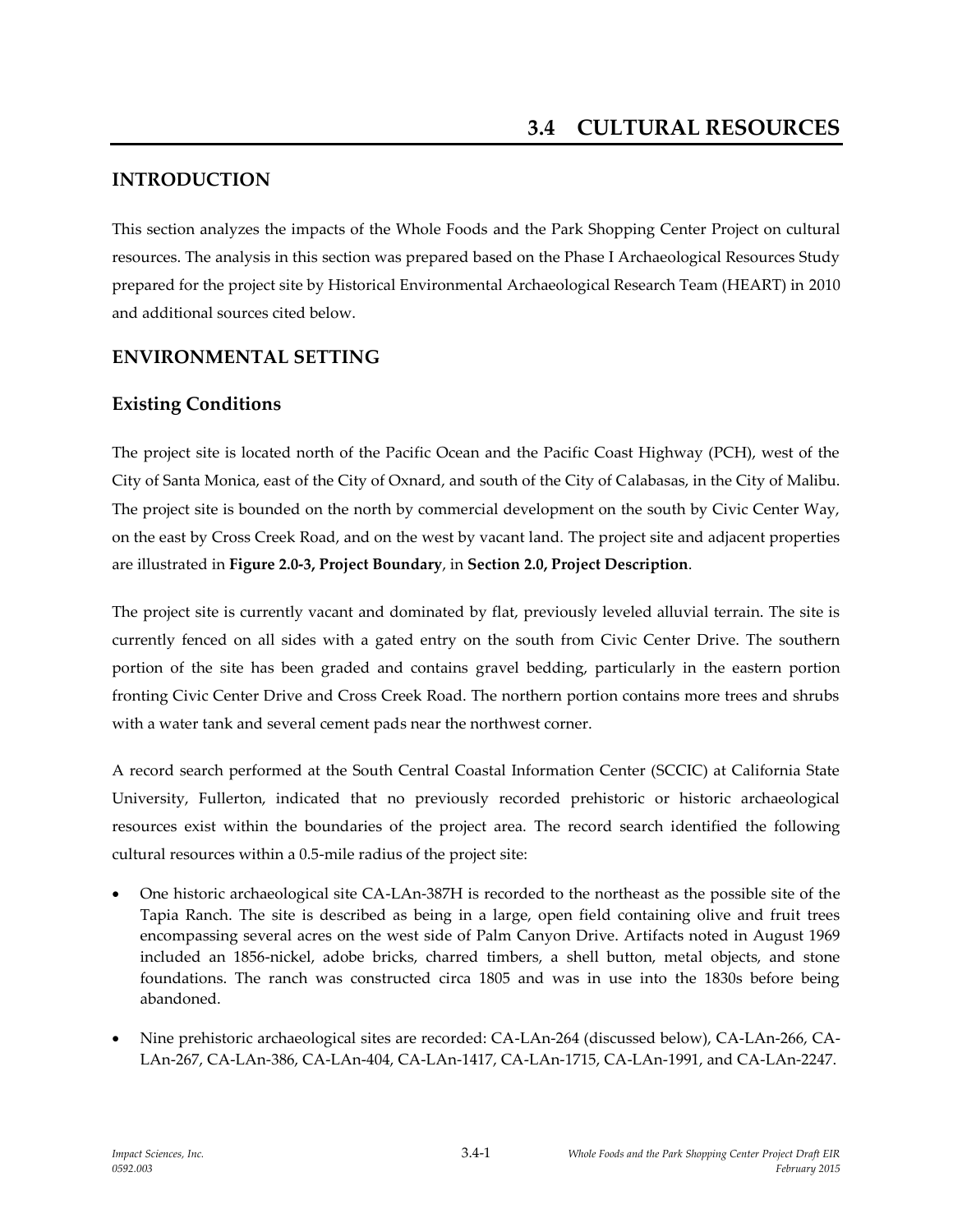# 3.4 CULTURAL RESOURCES

## INTRODUCTION

This section analyzes the impacts of the Whole Foods and the Park Shopping Center Project on cultural resources. The analysis in this section was prepared based on the Phase I Archaeological Resources Study prepared for the project site by Historical Environmental Archaeological Research Team (HEART) in 2010 and additional sources cited below.

## ENVIRONMENTAL SETTING

### Existing Conditions

The project site is located north of the Pacific Ocean and the Pacific Coast Highway (PCH), west of the City of Santa Monica, east of the City of Oxnard, and south of the City of Calabasas, in the City of Malibu. The project site is bounded on the north by commercial development on the south by Civic Center Way, on the east by Cross Creek Road, and on the west by vacant land. The project site and adjacent properties are illustrated in **Figure 2.0-3, Project Boundary**, in **Section 2.0, Project Description**.

The project site is currently vacant and dominated by flat, previously leveled alluvial terrain. The site is currently fenced on all sides with a gated entry on the south from Civic Center Drive. The southern portion of the site has been graded and contains gravel bedding, particularly in the eastern portion fronting Civic Center Drive and Cross Creek Road. The northern portion contains more trees and shrubs with a water tank and several cement pads near the northwest corner.

A record search performed at the South Central Coastal Information Center (SCCIC) at California State University, Fullerton, indicated that no previously recorded prehistoric or historic archaeological resources exist within the boundaries of the project area. The record search identified the following cultural resources within a 0.5-mile radius of the project site:

- One historic archaeological site CA-LAn-387H is recorded to the northeast as the possible site of the Tapia Ranch. The site is described as being in a large, open field containing olive and fruit trees encompassing several acres on the west side of Palm Canyon Drive. Artifacts noted in August 1969 included an 1856-nickel, adobe bricks, charred timbers, a shell button, metal objects, and stone foundations. The ranch was constructed circa 1805 and was in use into the 1830s before being abandoned.
- Nine prehistoric archaeological sites are recorded: CA-LAn-264 (discussed below), CA-LAn-266, CA-LAn-267, CA-LAn-386, CA-LAn-404, CA-LAn-1417, CA-LAn-1715, CA-LAn-1991, and CA-LAn-2247.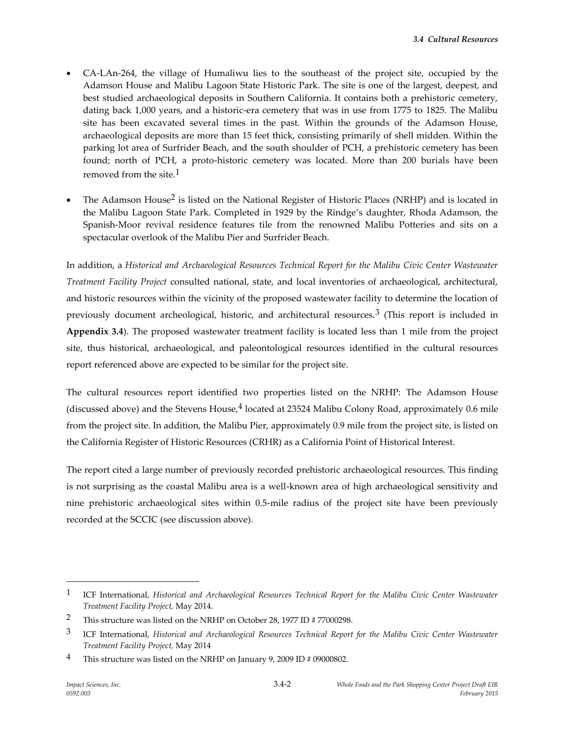- CA-LAn-264, the village of Humaliwu lies to the southeast of the project site, occupied by the Adamson House and Malibu Lagoon State Historic Park. The site is one of the largest, deepest, and best studied archaeological deposits in Southern California. It contains both a prehistoric cemetery, dating back 1,000 years, and a historic-era cemetery that was in use from 1775 to 1825. The Malibu site has been excavated several times in the past. Within the grounds of the Adamson House, archaeological deposits are more than 15 feet thick, consisting primarily of shell midden. Within the parking lot area of Surfrider Beach, and the south shoulder of PCH, a prehistoric cemetery has been found; north of PCH, a proto-historic cemetery was located. More than 200 burials have been removed from the site.[1]

- The Adamson House[2] is listed on the National Register of Historic Places (NRHP) and is located in the Malibu Lagoon State Park. Completed in 1929 by the Rindge's daughter, Rhoda Adamson, the Spanish-Moor revival residence features tile from the renowned Malibu Potteries and sits on a spectacular overlook of the Malibu Pier and Surfrider Beach.

In addition, a *Historical and Archaeological Resources Technical Report for the Malibu Civic Center Wastewater Treatment Facility Project* consulted national, state, and local inventories of archaeological, architectural, and historic resources within the vicinity of the proposed wastewater facility to determine the location of previously document archeological, historic, and architectural resources.[3] (This report is included in **Appendix 3.4**). The proposed wastewater treatment facility is located less than 1 mile from the project site, thus historical, archaeological, and paleontological resources identified in the cultural resources report referenced above are expected to be similar for the project site.

The cultural resources report identified two properties listed on the NRHP: The Adamson House (discussed above) and the Stevens House,[4] located at 23524 Malibu Colony Road, approximately 0.6 mile from the project site. In addition, the Malibu Pier, approximately 0.9 mile from the project site, is listed on the California Register of Historic Resources (CRHR) as a California Point of Historical Interest.

The report cited a large number of previously recorded prehistoric archaeological resources. This finding is not surprising as the coastal Malibu area is a well-known area of high archaeological sensitivity and nine prehistoric archaeological sites within 0.5-mile radius of the project site have been previously recorded at the SCCIC (see discussion above).

---

[1] ICF International, *Historical and Archaeological Resources Technical Report for the Malibu Civic Center Wastewater Treatment Facility Project,* May 2014.

[2] This structure was listed on the NRHP on October 28, 1977 ID # 77000298.

[3] ICF International, *Historical and Archaeological Resources Technical Report for the Malibu Civic Center Wastewater Treatment Facility Project,* May 2014

[4] This structure was listed on the NRHP on January 9, 2009 ID # 09000802.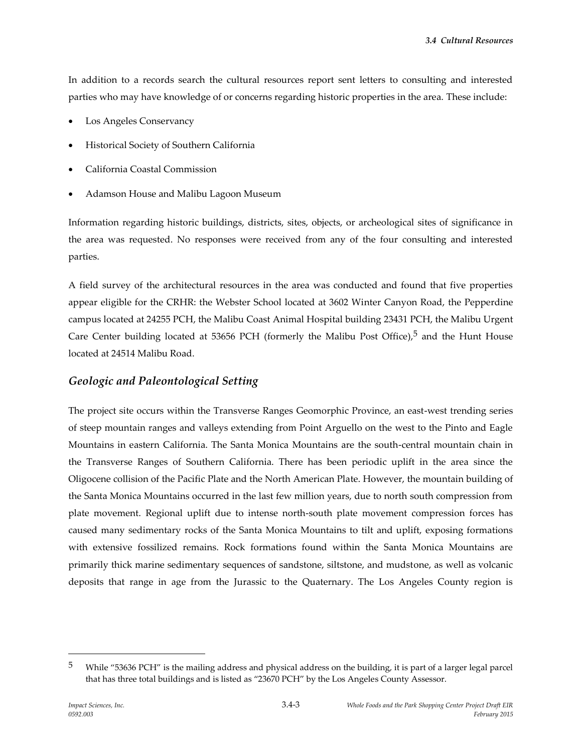In addition to a records search the cultural resources report sent letters to consulting and interested parties who may have knowledge of or concerns regarding historic properties in the area. These include:

- Los Angeles Conservancy
- Historical Society of Southern California
- California Coastal Commission
- Adamson House and Malibu Lagoon Museum

Information regarding historic buildings, districts, sites, objects, or archeological sites of significance in the area was requested. No responses were received from any of the four consulting and interested parties.

A field survey of the architectural resources in the area was conducted and found that five properties appear eligible for the CRHR: the Webster School located at 3602 Winter Canyon Road, the Pepperdine campus located at 24255 PCH, the Malibu Coast Animal Hospital building 23431 PCH, the Malibu Urgent Care Center building located at 53656 PCH (formerly the Malibu Post Office),[5] and the Hunt House located at 24514 Malibu Road.

## *Geologic and Paleontological Setting*

The project site occurs within the Transverse Ranges Geomorphic Province, an east-west trending series of steep mountain ranges and valleys extending from Point Arguello on the west to the Pinto and Eagle Mountains in eastern California. The Santa Monica Mountains are the south-central mountain chain in the Transverse Ranges of Southern California. There has been periodic uplift in the area since the Oligocene collision of the Pacific Plate and the North American Plate. However, the mountain building of the Santa Monica Mountains occurred in the last few million years, due to north south compression from plate movement. Regional uplift due to intense north-south plate movement compression forces has caused many sedimentary rocks of the Santa Monica Mountains to tilt and uplift, exposing formations with extensive fossilized remains. Rock formations found within the Santa Monica Mountains are primarily thick marine sedimentary sequences of sandstone, siltstone, and mudstone, as well as volcanic deposits that range in age from the Jurassic to the Quaternary. The Los Angeles County region is

---

[5] While "53636 PCH" is the mailing address and physical address on the building, it is part of a larger legal parcel that has three total buildings and is listed as "23670 PCH" by the Los Angeles County Assessor.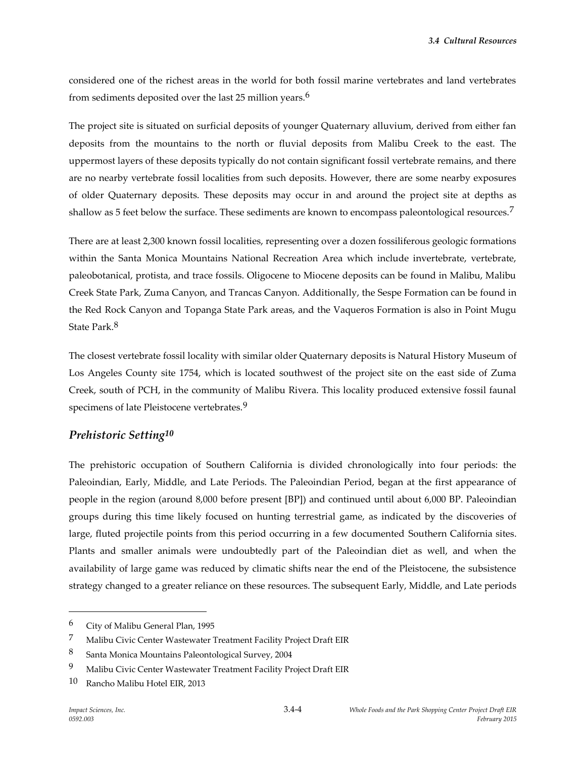considered one of the richest areas in the world for both fossil marine vertebrates and land vertebrates from sediments deposited over the last 25 million years.[6]

The project site is situated on surficial deposits of younger Quaternary alluvium, derived from either fan deposits from the mountains to the north or fluvial deposits from Malibu Creek to the east. The uppermost layers of these deposits typically do not contain significant fossil vertebrate remains, and there are no nearby vertebrate fossil localities from such deposits. However, there are some nearby exposures of older Quaternary deposits. These deposits may occur in and around the project site at depths as shallow as 5 feet below the surface. These sediments are known to encompass paleontological resources.[7]

There are at least 2,300 known fossil localities, representing over a dozen fossiliferous geologic formations within the Santa Monica Mountains National Recreation Area which include invertebrate, vertebrate, paleobotanical, protista, and trace fossils. Oligocene to Miocene deposits can be found in Malibu, Malibu Creek State Park, Zuma Canyon, and Trancas Canyon. Additionally, the Sespe Formation can be found in the Red Rock Canyon and Topanga State Park areas, and the Vaqueros Formation is also in Point Mugu State Park.[8]

The closest vertebrate fossil locality with similar older Quaternary deposits is Natural History Museum of Los Angeles County site 1754, which is located southwest of the project site on the east side of Zuma Creek, south of PCH, in the community of Malibu Rivera. This locality produced extensive fossil faunal specimens of late Pleistocene vertebrates.[9]

### *Prehistoric Setting[10]*

The prehistoric occupation of Southern California is divided chronologically into four periods: the Paleoindian, Early, Middle, and Late Periods. The Paleoindian Period, began at the first appearance of people in the region (around 8,000 before present [BP]) and continued until about 6,000 BP. Paleoindian groups during this time likely focused on hunting terrestrial game, as indicated by the discoveries of large, fluted projectile points from this period occurring in a few documented Southern California sites. Plants and smaller animals were undoubtedly part of the Paleoindian diet as well, and when the availability of large game was reduced by climatic shifts near the end of the Pleistocene, the subsistence strategy changed to a greater reliance on these resources. The subsequent Early, Middle, and Late periods

---

6 City of Malibu General Plan, 1995

7 Malibu Civic Center Wastewater Treatment Facility Project Draft EIR

8 Santa Monica Mountains Paleontological Survey, 2004

9 Malibu Civic Center Wastewater Treatment Facility Project Draft EIR

10 Rancho Malibu Hotel EIR, 2013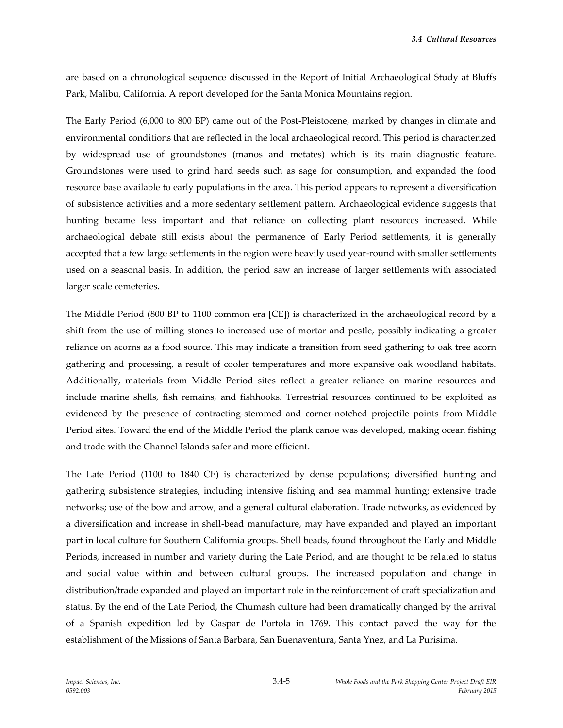are based on a chronological sequence discussed in the Report of Initial Archaeological Study at Bluffs Park, Malibu, California. A report developed for the Santa Monica Mountains region.

The Early Period (6,000 to 800 BP) came out of the Post-Pleistocene, marked by changes in climate and environmental conditions that are reflected in the local archaeological record. This period is characterized by widespread use of groundstones (manos and metates) which is its main diagnostic feature. Groundstones were used to grind hard seeds such as sage for consumption, and expanded the food resource base available to early populations in the area. This period appears to represent a diversification of subsistence activities and a more sedentary settlement pattern. Archaeological evidence suggests that hunting became less important and that reliance on collecting plant resources increased. While archaeological debate still exists about the permanence of Early Period settlements, it is generally accepted that a few large settlements in the region were heavily used year-round with smaller settlements used on a seasonal basis. In addition, the period saw an increase of larger settlements with associated larger scale cemeteries.

The Middle Period (800 BP to 1100 common era [CE]) is characterized in the archaeological record by a shift from the use of milling stones to increased use of mortar and pestle, possibly indicating a greater reliance on acorns as a food source. This may indicate a transition from seed gathering to oak tree acorn gathering and processing, a result of cooler temperatures and more expansive oak woodland habitats. Additionally, materials from Middle Period sites reflect a greater reliance on marine resources and include marine shells, fish remains, and fishhooks. Terrestrial resources continued to be exploited as evidenced by the presence of contracting-stemmed and corner-notched projectile points from Middle Period sites. Toward the end of the Middle Period the plank canoe was developed, making ocean fishing and trade with the Channel Islands safer and more efficient.

The Late Period (1100 to 1840 CE) is characterized by dense populations; diversified hunting and gathering subsistence strategies, including intensive fishing and sea mammal hunting; extensive trade networks; use of the bow and arrow, and a general cultural elaboration. Trade networks, as evidenced by a diversification and increase in shell-bead manufacture, may have expanded and played an important part in local culture for Southern California groups. Shell beads, found throughout the Early and Middle Periods, increased in number and variety during the Late Period, and are thought to be related to status and social value within and between cultural groups. The increased population and change in distribution/trade expanded and played an important role in the reinforcement of craft specialization and status. By the end of the Late Period, the Chumash culture had been dramatically changed by the arrival of a Spanish expedition led by Gaspar de Portola in 1769. This contact paved the way for the establishment of the Missions of Santa Barbara, San Buenaventura, Santa Ynez, and La Purisima.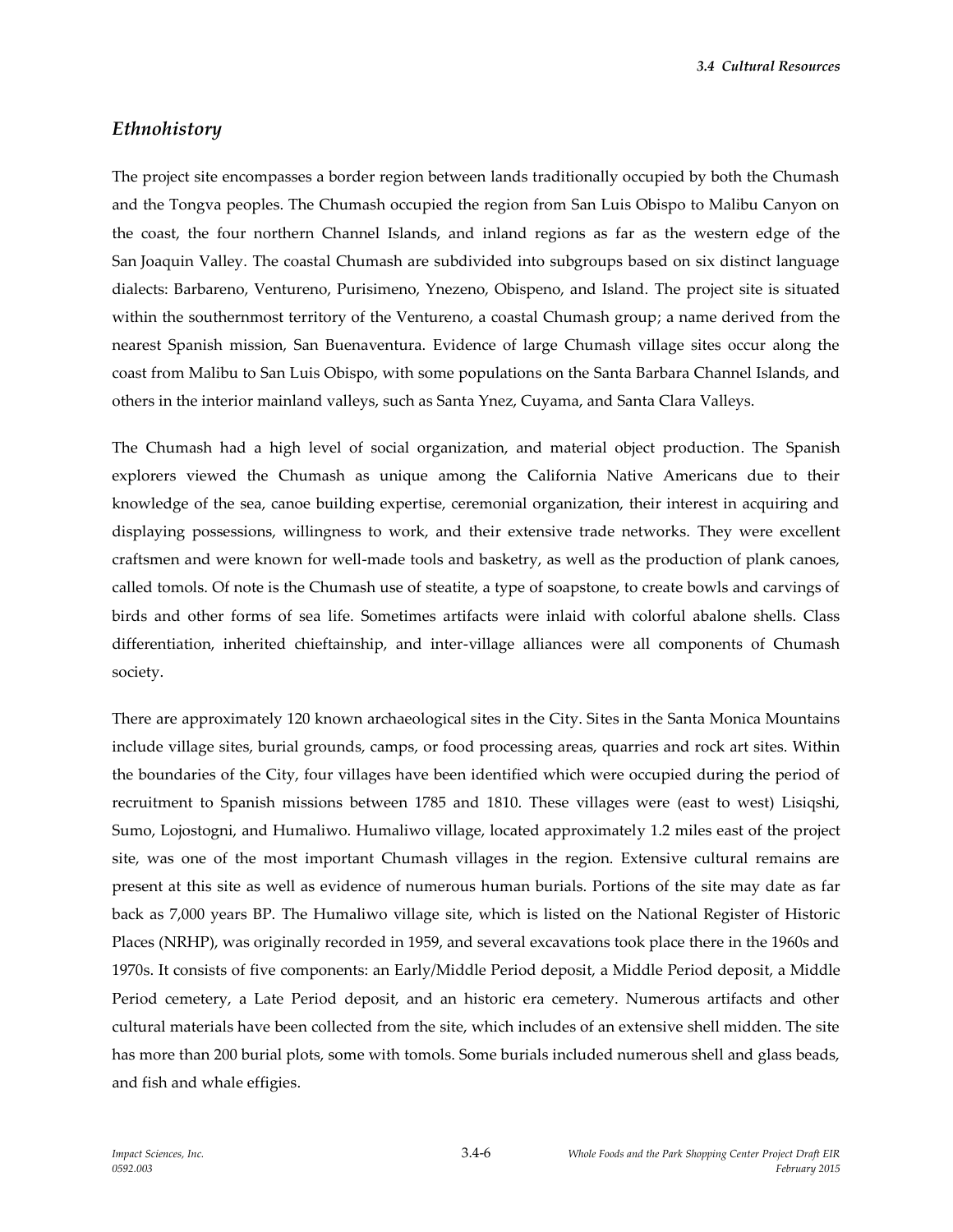## *Ethnohistory*

The project site encompasses a border region between lands traditionally occupied by both the Chumash and the Tongva peoples. The Chumash occupied the region from San Luis Obispo to Malibu Canyon on the coast, the four northern Channel Islands, and inland regions as far as the western edge of the San Joaquin Valley. The coastal Chumash are subdivided into subgroups based on six distinct language dialects: Barbareno, Ventureno, Purisimeno, Ynezeno, Obispeno, and Island. The project site is situated within the southernmost territory of the Ventureno, a coastal Chumash group; a name derived from the nearest Spanish mission, San Buenaventura. Evidence of large Chumash village sites occur along the coast from Malibu to San Luis Obispo, with some populations on the Santa Barbara Channel Islands, and others in the interior mainland valleys, such as Santa Ynez, Cuyama, and Santa Clara Valleys.

The Chumash had a high level of social organization, and material object production. The Spanish explorers viewed the Chumash as unique among the California Native Americans due to their knowledge of the sea, canoe building expertise, ceremonial organization, their interest in acquiring and displaying possessions, willingness to work, and their extensive trade networks. They were excellent craftsmen and were known for well-made tools and basketry, as well as the production of plank canoes, called tomols. Of note is the Chumash use of steatite, a type of soapstone, to create bowls and carvings of birds and other forms of sea life. Sometimes artifacts were inlaid with colorful abalone shells. Class differentiation, inherited chieftainship, and inter-village alliances were all components of Chumash society.

There are approximately 120 known archaeological sites in the City. Sites in the Santa Monica Mountains include village sites, burial grounds, camps, or food processing areas, quarries and rock art sites. Within the boundaries of the City, four villages have been identified which were occupied during the period of recruitment to Spanish missions between 1785 and 1810. These villages were (east to west) Lisiqshi, Sumo, Lojostogni, and Humaliwo. Humaliwo village, located approximately 1.2 miles east of the project site, was one of the most important Chumash villages in the region. Extensive cultural remains are present at this site as well as evidence of numerous human burials. Portions of the site may date as far back as 7,000 years BP. The Humaliwo village site, which is listed on the National Register of Historic Places (NRHP), was originally recorded in 1959, and several excavations took place there in the 1960s and 1970s. It consists of five components: an Early/Middle Period deposit, a Middle Period deposit, a Middle Period cemetery, a Late Period deposit, and an historic era cemetery. Numerous artifacts and other cultural materials have been collected from the site, which includes of an extensive shell midden. The site has more than 200 burial plots, some with tomols. Some burials included numerous shell and glass beads, and fish and whale effigies.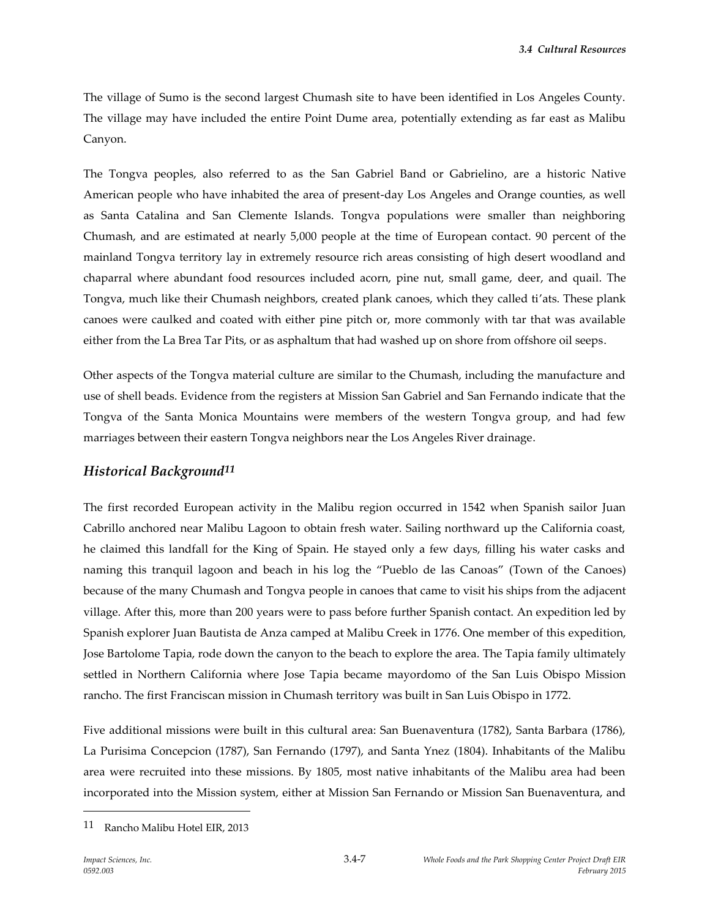The village of Sumo is the second largest Chumash site to have been identified in Los Angeles County. The village may have included the entire Point Dume area, potentially extending as far east as Malibu Canyon.

The Tongva peoples, also referred to as the San Gabriel Band or Gabrielino, are a historic Native American people who have inhabited the area of present-day Los Angeles and Orange counties, as well as Santa Catalina and San Clemente Islands. Tongva populations were smaller than neighboring Chumash, and are estimated at nearly 5,000 people at the time of European contact. 90 percent of the mainland Tongva territory lay in extremely resource rich areas consisting of high desert woodland and chaparral where abundant food resources included acorn, pine nut, small game, deer, and quail. The Tongva, much like their Chumash neighbors, created plank canoes, which they called ti'ats. These plank canoes were caulked and coated with either pine pitch or, more commonly with tar that was available either from the La Brea Tar Pits, or as asphaltum that had washed up on shore from offshore oil seeps.

Other aspects of the Tongva material culture are similar to the Chumash, including the manufacture and use of shell beads. Evidence from the registers at Mission San Gabriel and San Fernando indicate that the Tongva of the Santa Monica Mountains were members of the western Tongva group, and had few marriages between their eastern Tongva neighbors near the Los Angeles River drainage.

## *Historical Background*[11]

The first recorded European activity in the Malibu region occurred in 1542 when Spanish sailor Juan Cabrillo anchored near Malibu Lagoon to obtain fresh water. Sailing northward up the California coast, he claimed this landfall for the King of Spain. He stayed only a few days, filling his water casks and naming this tranquil lagoon and beach in his log the "Pueblo de las Canoas" (Town of the Canoes) because of the many Chumash and Tongva people in canoes that came to visit his ships from the adjacent village. After this, more than 200 years were to pass before further Spanish contact. An expedition led by Spanish explorer Juan Bautista de Anza camped at Malibu Creek in 1776. One member of this expedition, Jose Bartolome Tapia, rode down the canyon to the beach to explore the area. The Tapia family ultimately settled in Northern California where Jose Tapia became mayordomo of the San Luis Obispo Mission rancho. The first Franciscan mission in Chumash territory was built in San Luis Obispo in 1772.

Five additional missions were built in this cultural area: San Buenaventura (1782), Santa Barbara (1786), La Purisima Concepcion (1787), San Fernando (1797), and Santa Ynez (1804). Inhabitants of the Malibu area were recruited into these missions. By 1805, most native inhabitants of the Malibu area had been incorporated into the Mission system, either at Mission San Fernando or Mission San Buenaventura, and

---

[11] Rancho Malibu Hotel EIR, 2013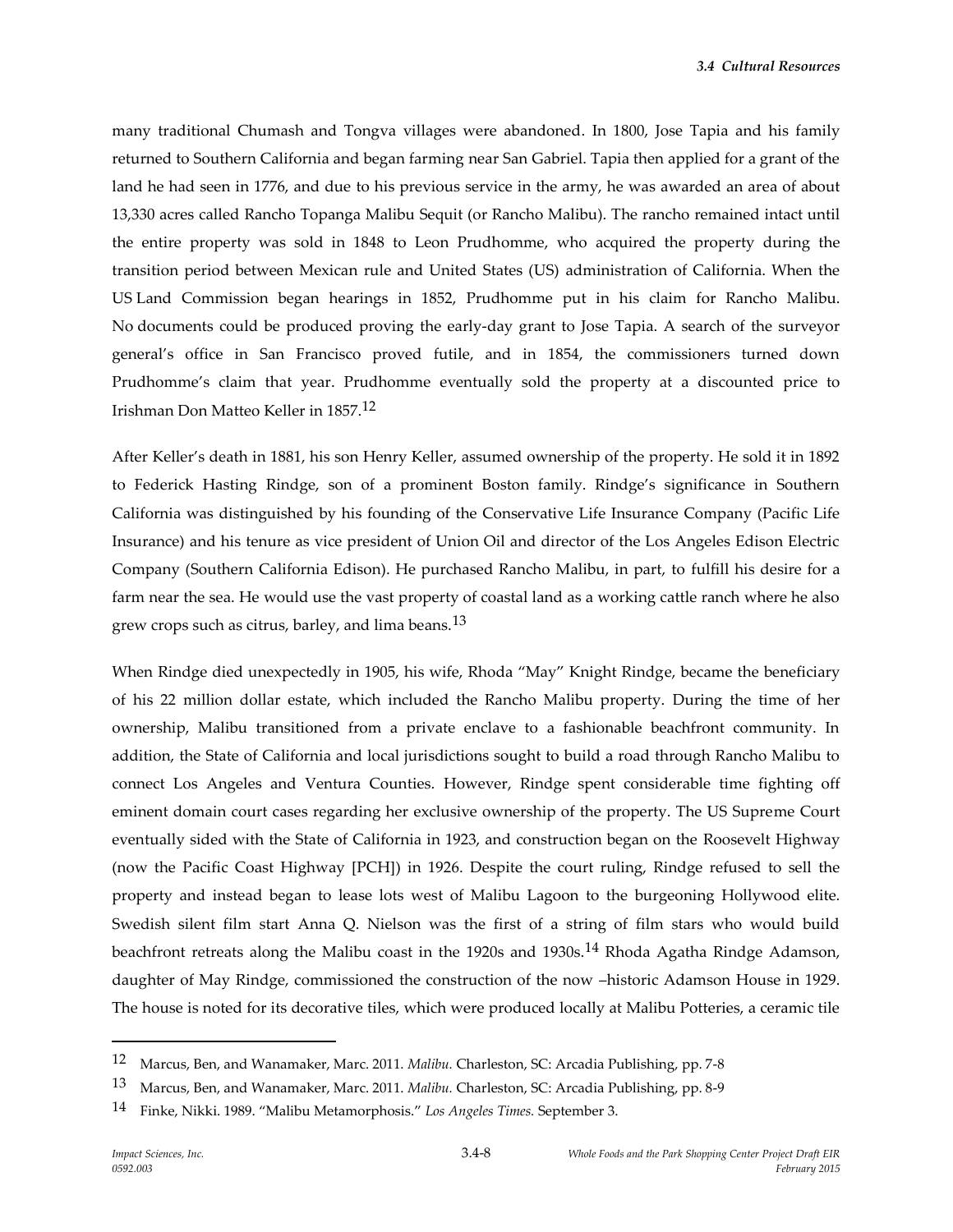many traditional Chumash and Tongva villages were abandoned. In 1800, Jose Tapia and his family returned to Southern California and began farming near San Gabriel. Tapia then applied for a grant of the land he had seen in 1776, and due to his previous service in the army, he was awarded an area of about 13,330 acres called Rancho Topanga Malibu Sequit (or Rancho Malibu). The rancho remained intact until the entire property was sold in 1848 to Leon Prudhomme, who acquired the property during the transition period between Mexican rule and United States (US) administration of California. When the US Land Commission began hearings in 1852, Prudhomme put in his claim for Rancho Malibu. No documents could be produced proving the early-day grant to Jose Tapia. A search of the surveyor general's office in San Francisco proved futile, and in 1854, the commissioners turned down Prudhomme's claim that year. Prudhomme eventually sold the property at a discounted price to Irishman Don Matteo Keller in 1857.[12]

After Keller's death in 1881, his son Henry Keller, assumed ownership of the property. He sold it in 1892 to Federick Hasting Rindge, son of a prominent Boston family. Rindge's significance in Southern California was distinguished by his founding of the Conservative Life Insurance Company (Pacific Life Insurance) and his tenure as vice president of Union Oil and director of the Los Angeles Edison Electric Company (Southern California Edison). He purchased Rancho Malibu, in part, to fulfill his desire for a farm near the sea. He would use the vast property of coastal land as a working cattle ranch where he also grew crops such as citrus, barley, and lima beans.[13]

When Rindge died unexpectedly in 1905, his wife, Rhoda "May" Knight Rindge, became the beneficiary of his 22 million dollar estate, which included the Rancho Malibu property. During the time of her ownership, Malibu transitioned from a private enclave to a fashionable beachfront community. In addition, the State of California and local jurisdictions sought to build a road through Rancho Malibu to connect Los Angeles and Ventura Counties. However, Rindge spent considerable time fighting off eminent domain court cases regarding her exclusive ownership of the property. The US Supreme Court eventually sided with the State of California in 1923, and construction began on the Roosevelt Highway (now the Pacific Coast Highway [PCH]) in 1926. Despite the court ruling, Rindge refused to sell the property and instead began to lease lots west of Malibu Lagoon to the burgeoning Hollywood elite. Swedish silent film start Anna Q. Nielson was the first of a string of film stars who would build beachfront retreats along the Malibu coast in the 1920s and 1930s.[14] Rhoda Agatha Rindge Adamson, daughter of May Rindge, commissioned the construction of the now –historic Adamson House in 1929. The house is noted for its decorative tiles, which were produced locally at Malibu Potteries, a ceramic tile

---

12 Marcus, Ben, and Wanamaker, Marc. 2011. *Malibu.* Charleston, SC: Arcadia Publishing, pp. 7-8

13 Marcus, Ben, and Wanamaker, Marc. 2011. *Malibu.* Charleston, SC: Arcadia Publishing, pp. 8-9

14 Finke, Nikki. 1989. "Malibu Metamorphosis." *Los Angeles Times.* September 3.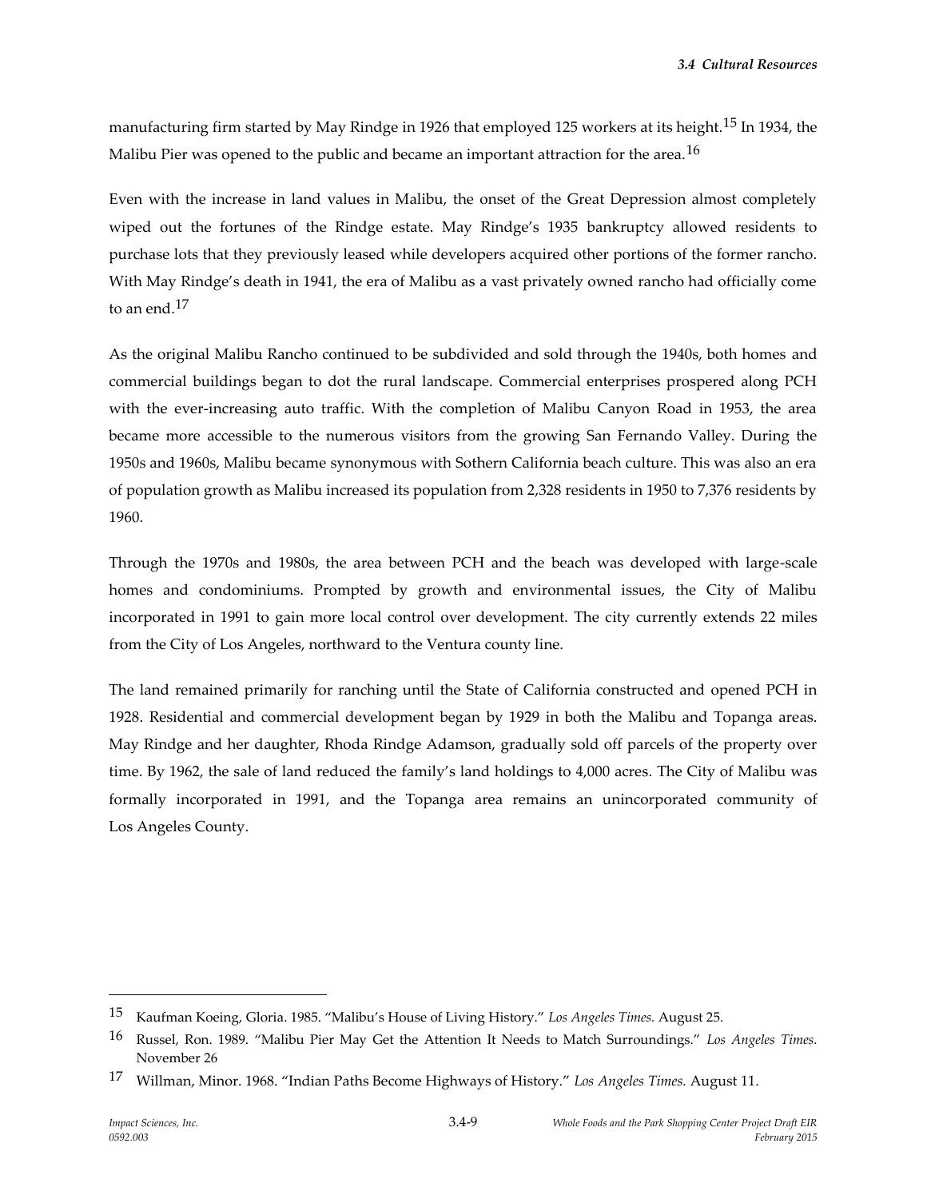manufacturing firm started by May Rindge in 1926 that employed 125 workers at its height.[15] In 1934, the Malibu Pier was opened to the public and became an important attraction for the area.[16]

Even with the increase in land values in Malibu, the onset of the Great Depression almost completely wiped out the fortunes of the Rindge estate. May Rindge's 1935 bankruptcy allowed residents to purchase lots that they previously leased while developers acquired other portions of the former rancho. With May Rindge's death in 1941, the era of Malibu as a vast privately owned rancho had officially come to an end.[17]

As the original Malibu Rancho continued to be subdivided and sold through the 1940s, both homes and commercial buildings began to dot the rural landscape. Commercial enterprises prospered along PCH with the ever-increasing auto traffic. With the completion of Malibu Canyon Road in 1953, the area became more accessible to the numerous visitors from the growing San Fernando Valley. During the 1950s and 1960s, Malibu became synonymous with Sothern California beach culture. This was also an era of population growth as Malibu increased its population from 2,328 residents in 1950 to 7,376 residents by 1960.

Through the 1970s and 1980s, the area between PCH and the beach was developed with large-scale homes and condominiums. Prompted by growth and environmental issues, the City of Malibu incorporated in 1991 to gain more local control over development. The city currently extends 22 miles from the City of Los Angeles, northward to the Ventura county line.

The land remained primarily for ranching until the State of California constructed and opened PCH in 1928. Residential and commercial development began by 1929 in both the Malibu and Topanga areas. May Rindge and her daughter, Rhoda Rindge Adamson, gradually sold off parcels of the property over time. By 1962, the sale of land reduced the family's land holdings to 4,000 acres. The City of Malibu was formally incorporated in 1991, and the Topanga area remains an unincorporated community of Los Angeles County.

---

15 Kaufman Koeing, Gloria. 1985. "Malibu's House of Living History." *Los Angeles Times.* August 25.

16 Russel, Ron. 1989. "Malibu Pier May Get the Attention It Needs to Match Surroundings." *Los Angeles Times.* November 26

17 Willman, Minor. 1968. "Indian Paths Become Highways of History." *Los Angeles Times.* August 11.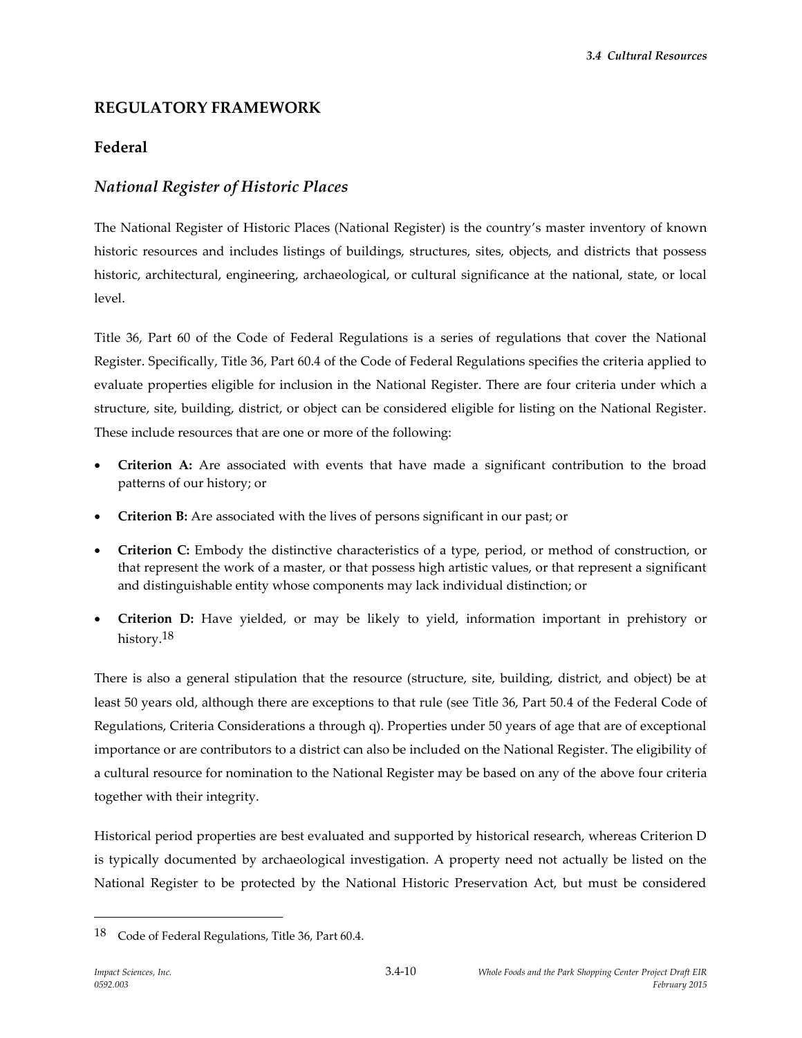## REGULATORY FRAMEWORK

### Federal

### *National Register of Historic Places*

The National Register of Historic Places (National Register) is the country's master inventory of known historic resources and includes listings of buildings, structures, sites, objects, and districts that possess historic, architectural, engineering, archaeological, or cultural significance at the national, state, or local level.

Title 36, Part 60 of the Code of Federal Regulations is a series of regulations that cover the National Register. Specifically, Title 36, Part 60.4 of the Code of Federal Regulations specifies the criteria applied to evaluate properties eligible for inclusion in the National Register. There are four criteria under which a structure, site, building, district, or object can be considered eligible for listing on the National Register. These include resources that are one or more of the following:

- **Criterion A:** Are associated with events that have made a significant contribution to the broad patterns of our history; or
- **Criterion B:** Are associated with the lives of persons significant in our past; or
- **Criterion C:** Embody the distinctive characteristics of a type, period, or method of construction, or that represent the work of a master, or that possess high artistic values, or that represent a significant and distinguishable entity whose components may lack individual distinction; or
- **Criterion D:** Have yielded, or may be likely to yield, information important in prehistory or history.[18]

There is also a general stipulation that the resource (structure, site, building, district, and object) be at least 50 years old, although there are exceptions to that rule (see Title 36, Part 50.4 of the Federal Code of Regulations, Criteria Considerations a through q). Properties under 50 years of age that are of exceptional importance or are contributors to a district can also be included on the National Register. The eligibility of a cultural resource for nomination to the National Register may be based on any of the above four criteria together with their integrity.

Historical period properties are best evaluated and supported by historical research, whereas Criterion D is typically documented by archaeological investigation. A property need not actually be listed on the National Register to be protected by the National Historic Preservation Act, but must be considered

---

[18] Code of Federal Regulations, Title 36, Part 60.4.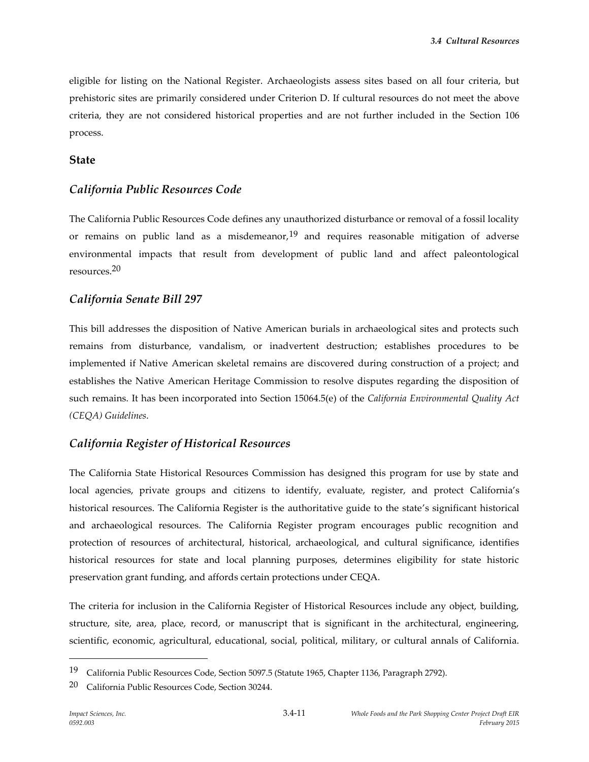eligible for listing on the National Register. Archaeologists assess sites based on all four criteria, but prehistoric sites are primarily considered under Criterion D. If cultural resources do not meet the above criteria, they are not considered historical properties and are not further included in the Section 106 process.

### State

#### *California Public Resources Code*

The California Public Resources Code defines any unauthorized disturbance or removal of a fossil locality or remains on public land as a misdemeanor,[19] and requires reasonable mitigation of adverse environmental impacts that result from development of public land and affect paleontological resources.[20]

#### *California Senate Bill 297*

This bill addresses the disposition of Native American burials in archaeological sites and protects such remains from disturbance, vandalism, or inadvertent destruction; establishes procedures to be implemented if Native American skeletal remains are discovered during construction of a project; and establishes the Native American Heritage Commission to resolve disputes regarding the disposition of such remains. It has been incorporated into Section 15064.5(e) of the *California Environmental Quality Act (CEQA) Guidelines*.

#### *California Register of Historical Resources*

The California State Historical Resources Commission has designed this program for use by state and local agencies, private groups and citizens to identify, evaluate, register, and protect California's historical resources. The California Register is the authoritative guide to the state's significant historical and archaeological resources. The California Register program encourages public recognition and protection of resources of architectural, historical, archaeological, and cultural significance, identifies historical resources for state and local planning purposes, determines eligibility for state historic preservation grant funding, and affords certain protections under CEQA.

The criteria for inclusion in the California Register of Historical Resources include any object, building, structure, site, area, place, record, or manuscript that is significant in the architectural, engineering, scientific, economic, agricultural, educational, social, political, military, or cultural annals of California.

---

[19] California Public Resources Code, Section 5097.5 (Statute 1965, Chapter 1136, Paragraph 2792).

[20] California Public Resources Code, Section 30244.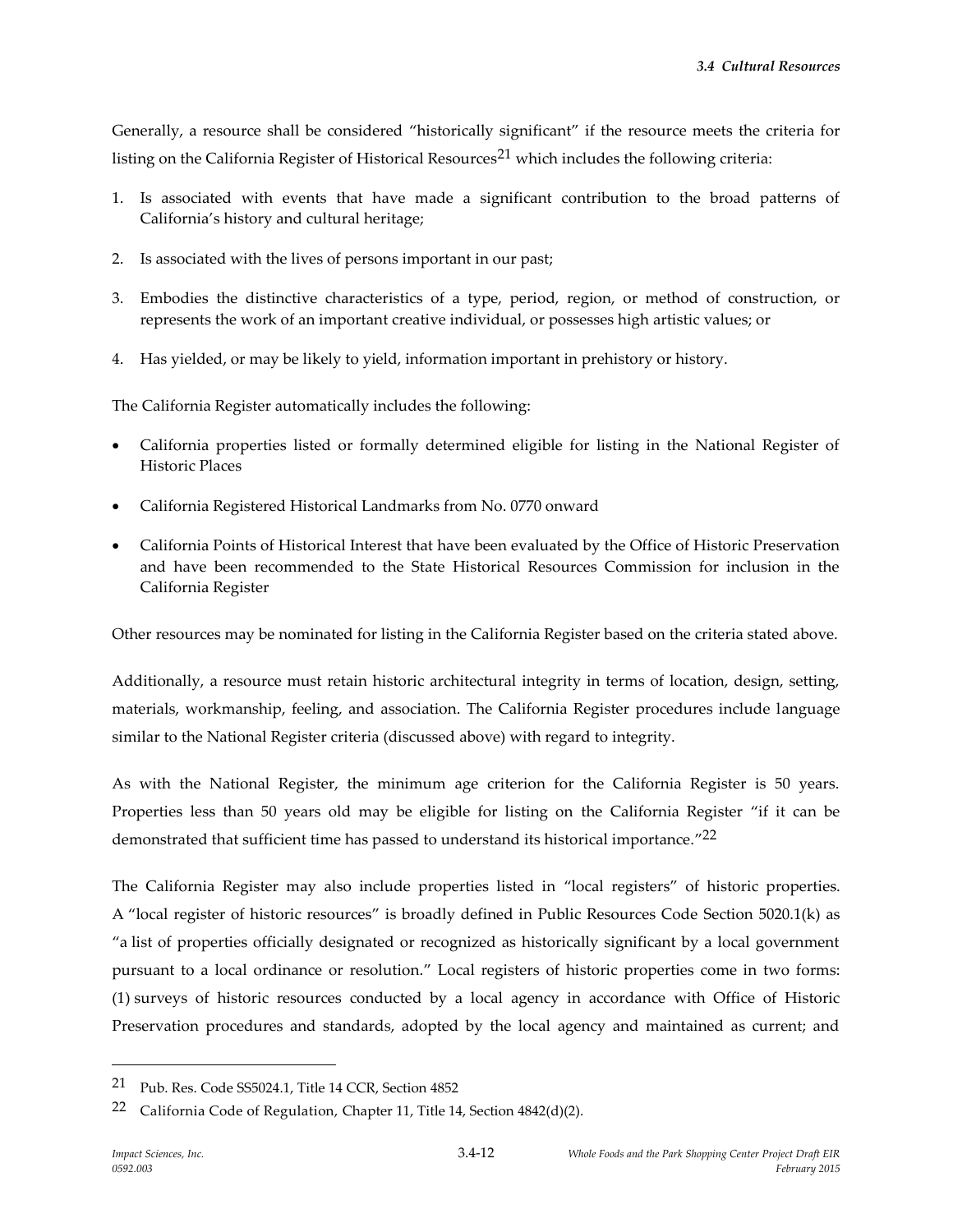Generally, a resource shall be considered "historically significant" if the resource meets the criteria for listing on the California Register of Historical Resources[21] which includes the following criteria:

1. Is associated with events that have made a significant contribution to the broad patterns of California's history and cultural heritage;
2. Is associated with the lives of persons important in our past;
3. Embodies the distinctive characteristics of a type, period, region, or method of construction, or represents the work of an important creative individual, or possesses high artistic values; or
4. Has yielded, or may be likely to yield, information important in prehistory or history.

The California Register automatically includes the following:

- California properties listed or formally determined eligible for listing in the National Register of Historic Places
- California Registered Historical Landmarks from No. 0770 onward
- California Points of Historical Interest that have been evaluated by the Office of Historic Preservation and have been recommended to the State Historical Resources Commission for inclusion in the California Register

Other resources may be nominated for listing in the California Register based on the criteria stated above.

Additionally, a resource must retain historic architectural integrity in terms of location, design, setting, materials, workmanship, feeling, and association. The California Register procedures include language similar to the National Register criteria (discussed above) with regard to integrity.

As with the National Register, the minimum age criterion for the California Register is 50 years. Properties less than 50 years old may be eligible for listing on the California Register "if it can be demonstrated that sufficient time has passed to understand its historical importance."[22]

The California Register may also include properties listed in "local registers" of historic properties. A "local register of historic resources" is broadly defined in Public Resources Code Section 5020.1(k) as "a list of properties officially designated or recognized as historically significant by a local government pursuant to a local ordinance or resolution." Local registers of historic properties come in two forms: (1) surveys of historic resources conducted by a local agency in accordance with Office of Historic Preservation procedures and standards, adopted by the local agency and maintained as current; and

---

[21] Pub. Res. Code SS5024.1, Title 14 CCR, Section 4852

[22] California Code of Regulation, Chapter 11, Title 14, Section 4842(d)(2).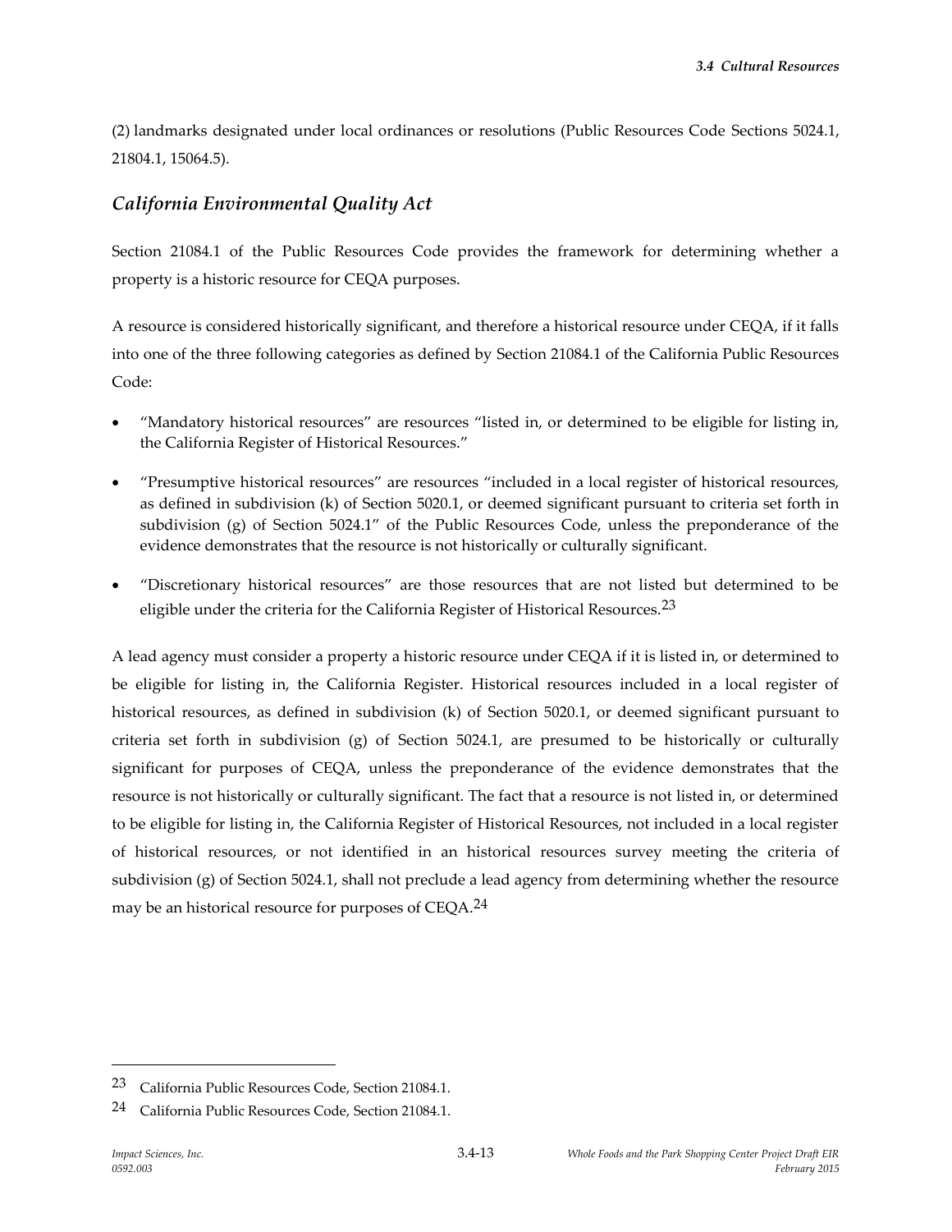(2) landmarks designated under local ordinances or resolutions (Public Resources Code Sections 5024.1, 21804.1, 15064.5).

## *California Environmental Quality Act*

Section 21084.1 of the Public Resources Code provides the framework for determining whether a property is a historic resource for CEQA purposes.

A resource is considered historically significant, and therefore a historical resource under CEQA, if it falls into one of the three following categories as defined by Section 21084.1 of the California Public Resources Code:

- "Mandatory historical resources" are resources "listed in, or determined to be eligible for listing in, the California Register of Historical Resources."
- "Presumptive historical resources" are resources "included in a local register of historical resources, as defined in subdivision (k) of Section 5020.1, or deemed significant pursuant to criteria set forth in subdivision (g) of Section 5024.1" of the Public Resources Code, unless the preponderance of the evidence demonstrates that the resource is not historically or culturally significant.
- "Discretionary historical resources" are those resources that are not listed but determined to be eligible under the criteria for the California Register of Historical Resources.[23]

A lead agency must consider a property a historic resource under CEQA if it is listed in, or determined to be eligible for listing in, the California Register. Historical resources included in a local register of historical resources, as defined in subdivision (k) of Section 5020.1, or deemed significant pursuant to criteria set forth in subdivision (g) of Section 5024.1, are presumed to be historically or culturally significant for purposes of CEQA, unless the preponderance of the evidence demonstrates that the resource is not historically or culturally significant. The fact that a resource is not listed in, or determined to be eligible for listing in, the California Register of Historical Resources, not included in a local register of historical resources, or not identified in an historical resources survey meeting the criteria of subdivision (g) of Section 5024.1, shall not preclude a lead agency from determining whether the resource may be an historical resource for purposes of CEQA.[24]

---

[23] California Public Resources Code, Section 21084.1.

[24] California Public Resources Code, Section 21084.1.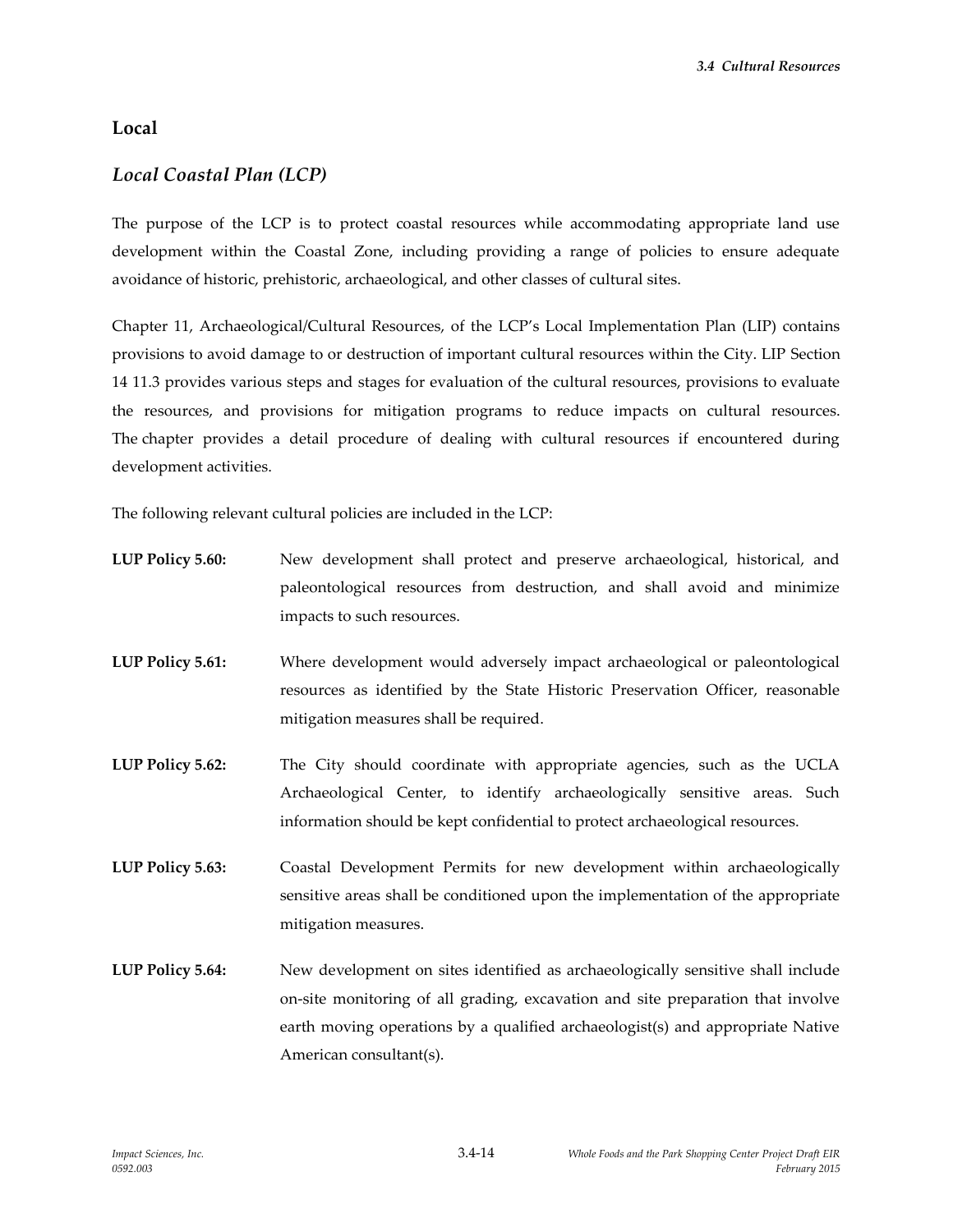## Local

### *Local Coastal Plan (LCP)*

The purpose of the LCP is to protect coastal resources while accommodating appropriate land use development within the Coastal Zone, including providing a range of policies to ensure adequate avoidance of historic, prehistoric, archaeological, and other classes of cultural sites.

Chapter 11, Archaeological/Cultural Resources, of the LCP's Local Implementation Plan (LIP) contains provisions to avoid damage to or destruction of important cultural resources within the City. LIP Section 14 11.3 provides various steps and stages for evaluation of the cultural resources, provisions to evaluate the resources, and provisions for mitigation programs to reduce impacts on cultural resources. The chapter provides a detail procedure of dealing with cultural resources if encountered during development activities.

The following relevant cultural policies are included in the LCP:

**LUP Policy 5.60:** New development shall protect and preserve archaeological, historical, and paleontological resources from destruction, and shall avoid and minimize impacts to such resources.

**LUP Policy 5.61:** Where development would adversely impact archaeological or paleontological resources as identified by the State Historic Preservation Officer, reasonable mitigation measures shall be required.

**LUP Policy 5.62:** The City should coordinate with appropriate agencies, such as the UCLA Archaeological Center, to identify archaeologically sensitive areas. Such information should be kept confidential to protect archaeological resources.

**LUP Policy 5.63:** Coastal Development Permits for new development within archaeologically sensitive areas shall be conditioned upon the implementation of the appropriate mitigation measures.

**LUP Policy 5.64:** New development on sites identified as archaeologically sensitive shall include on-site monitoring of all grading, excavation and site preparation that involve earth moving operations by a qualified archaeologist(s) and appropriate Native American consultant(s).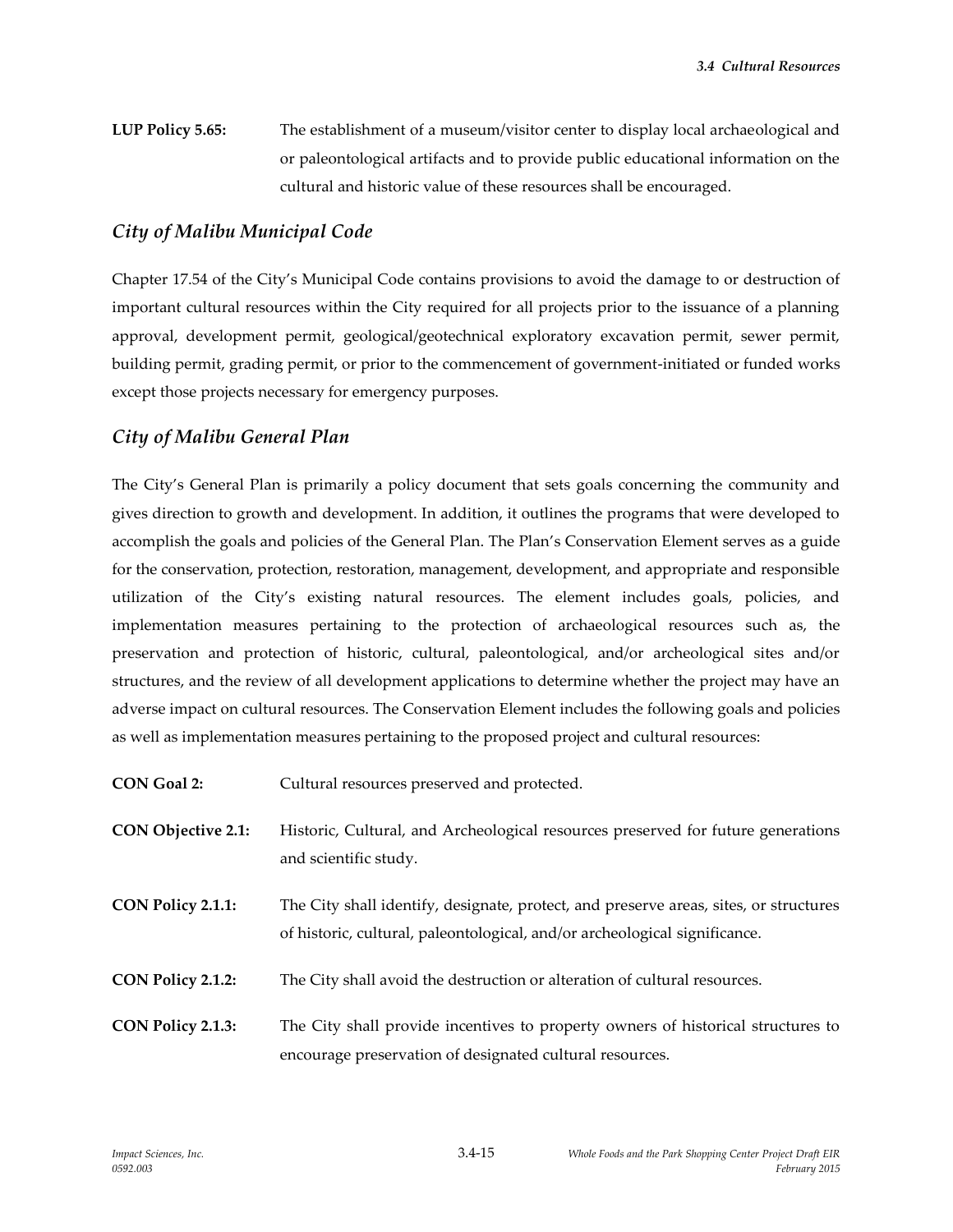**LUP Policy 5.65:** The establishment of a museum/visitor center to display local archaeological and or paleontological artifacts and to provide public educational information on the cultural and historic value of these resources shall be encouraged.

### *City of Malibu Municipal Code*

Chapter 17.54 of the City's Municipal Code contains provisions to avoid the damage to or destruction of important cultural resources within the City required for all projects prior to the issuance of a planning approval, development permit, geological/geotechnical exploratory excavation permit, sewer permit, building permit, grading permit, or prior to the commencement of government-initiated or funded works except those projects necessary for emergency purposes.

### *City of Malibu General Plan*

The City's General Plan is primarily a policy document that sets goals concerning the community and gives direction to growth and development. In addition, it outlines the programs that were developed to accomplish the goals and policies of the General Plan. The Plan's Conservation Element serves as a guide for the conservation, protection, restoration, management, development, and appropriate and responsible utilization of the City's existing natural resources. The element includes goals, policies, and implementation measures pertaining to the protection of archaeological resources such as, the preservation and protection of historic, cultural, paleontological, and/or archeological sites and/or structures, and the review of all development applications to determine whether the project may have an adverse impact on cultural resources. The Conservation Element includes the following goals and policies as well as implementation measures pertaining to the proposed project and cultural resources:

**CON Goal 2:** Cultural resources preserved and protected.

**CON Objective 2.1:** Historic, Cultural, and Archeological resources preserved for future generations and scientific study.

**CON Policy 2.1.1:** The City shall identify, designate, protect, and preserve areas, sites, or structures of historic, cultural, paleontological, and/or archeological significance.

**CON Policy 2.1.2:** The City shall avoid the destruction or alteration of cultural resources.

**CON Policy 2.1.3:** The City shall provide incentives to property owners of historical structures to encourage preservation of designated cultural resources.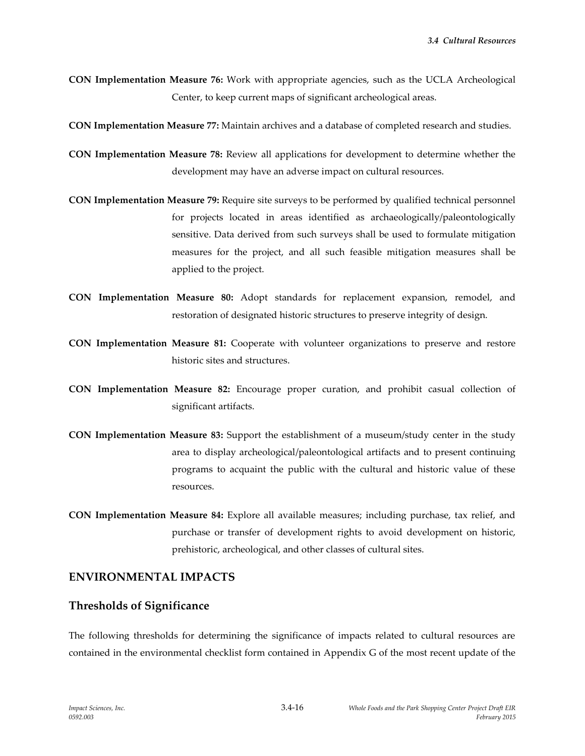**CON Implementation Measure 76:** Work with appropriate agencies, such as the UCLA Archeological Center, to keep current maps of significant archeological areas.

**CON Implementation Measure 77:** Maintain archives and a database of completed research and studies.

**CON Implementation Measure 78:** Review all applications for development to determine whether the development may have an adverse impact on cultural resources.

**CON Implementation Measure 79:** Require site surveys to be performed by qualified technical personnel for projects located in areas identified as archaeologically/paleontologically sensitive. Data derived from such surveys shall be used to formulate mitigation measures for the project, and all such feasible mitigation measures shall be applied to the project.

**CON Implementation Measure 80:** Adopt standards for replacement expansion, remodel, and restoration of designated historic structures to preserve integrity of design.

**CON Implementation Measure 81:** Cooperate with volunteer organizations to preserve and restore historic sites and structures.

**CON Implementation Measure 82:** Encourage proper curation, and prohibit casual collection of significant artifacts.

**CON Implementation Measure 83:** Support the establishment of a museum/study center in the study area to display archeological/paleontological artifacts and to present continuing programs to acquaint the public with the cultural and historic value of these resources.

**CON Implementation Measure 84:** Explore all available measures; including purchase, tax relief, and purchase or transfer of development rights to avoid development on historic, prehistoric, archeological, and other classes of cultural sites.

## ENVIRONMENTAL IMPACTS

### Thresholds of Significance

The following thresholds for determining the significance of impacts related to cultural resources are contained in the environmental checklist form contained in Appendix G of the most recent update of the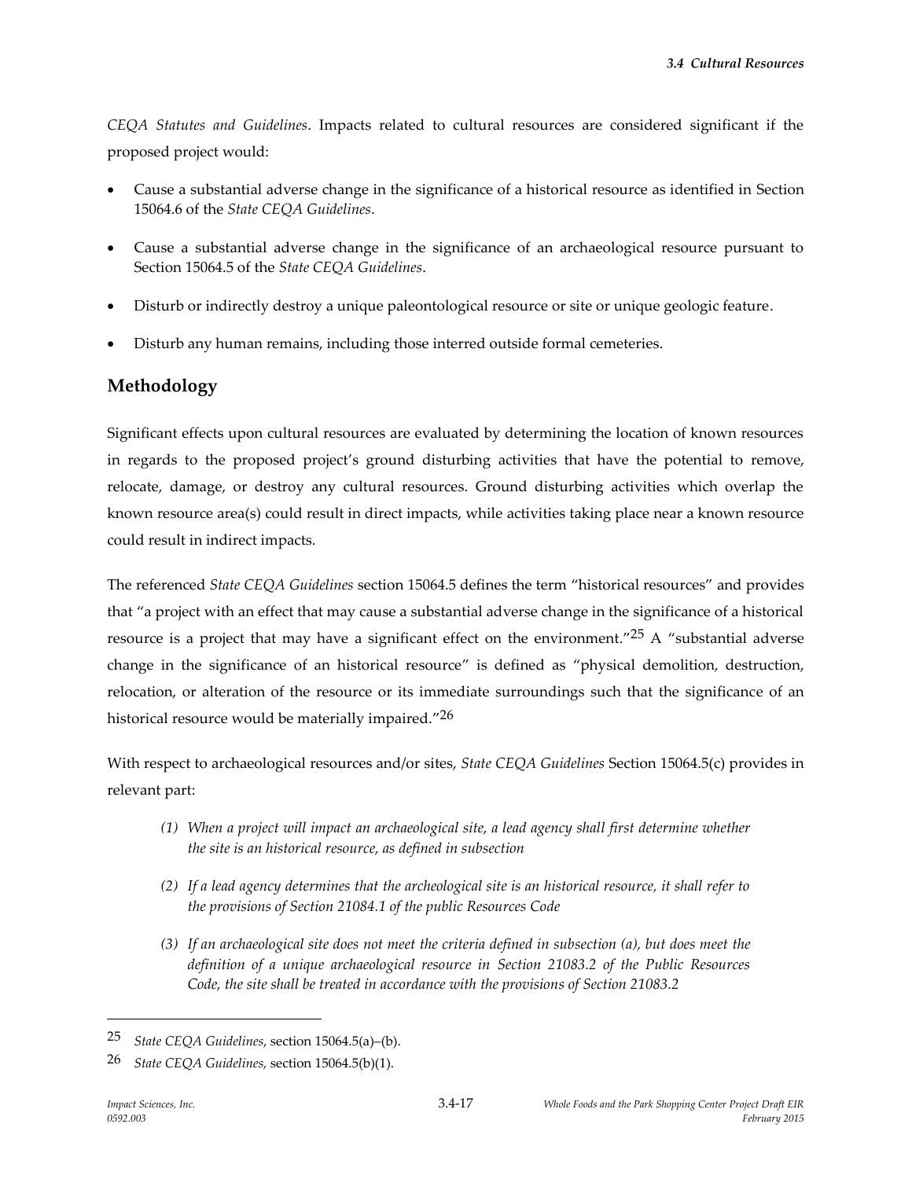*CEQA Statutes and Guidelines*. Impacts related to cultural resources are considered significant if the proposed project would:

- Cause a substantial adverse change in the significance of a historical resource as identified in Section 15064.6 of the *State CEQA Guidelines*.
- Cause a substantial adverse change in the significance of an archaeological resource pursuant to Section 15064.5 of the *State CEQA Guidelines*.
- Disturb or indirectly destroy a unique paleontological resource or site or unique geologic feature.
- Disturb any human remains, including those interred outside formal cemeteries.

## Methodology

Significant effects upon cultural resources are evaluated by determining the location of known resources in regards to the proposed project's ground disturbing activities that have the potential to remove, relocate, damage, or destroy any cultural resources. Ground disturbing activities which overlap the known resource area(s) could result in direct impacts, while activities taking place near a known resource could result in indirect impacts.

The referenced *State CEQA Guidelines* section 15064.5 defines the term "historical resources" and provides that "a project with an effect that may cause a substantial adverse change in the significance of a historical resource is a project that may have a significant effect on the environment."[25] A "substantial adverse change in the significance of an historical resource" is defined as "physical demolition, destruction, relocation, or alteration of the resource or its immediate surroundings such that the significance of an historical resource would be materially impaired."[26]

With respect to archaeological resources and/or sites, *State CEQA Guidelines* Section 15064.5(c) provides in relevant part:

> *(1) When a project will impact an archaeological site, a lead agency shall first determine whether the site is an historical resource, as defined in subsection*
>
> *(2) If a lead agency determines that the archeological site is an historical resource, it shall refer to the provisions of Section 21084.1 of the public Resources Code*
>
> *(3) If an archaeological site does not meet the criteria defined in subsection (a), but does meet the definition of a unique archaeological resource in Section 21083.2 of the Public Resources Code, the site shall be treated in accordance with the provisions of Section 21083.2*

---

25 *State CEQA Guidelines*, section 15064.5(a)–(b).

26 *State CEQA Guidelines*, section 15064.5(b)(1).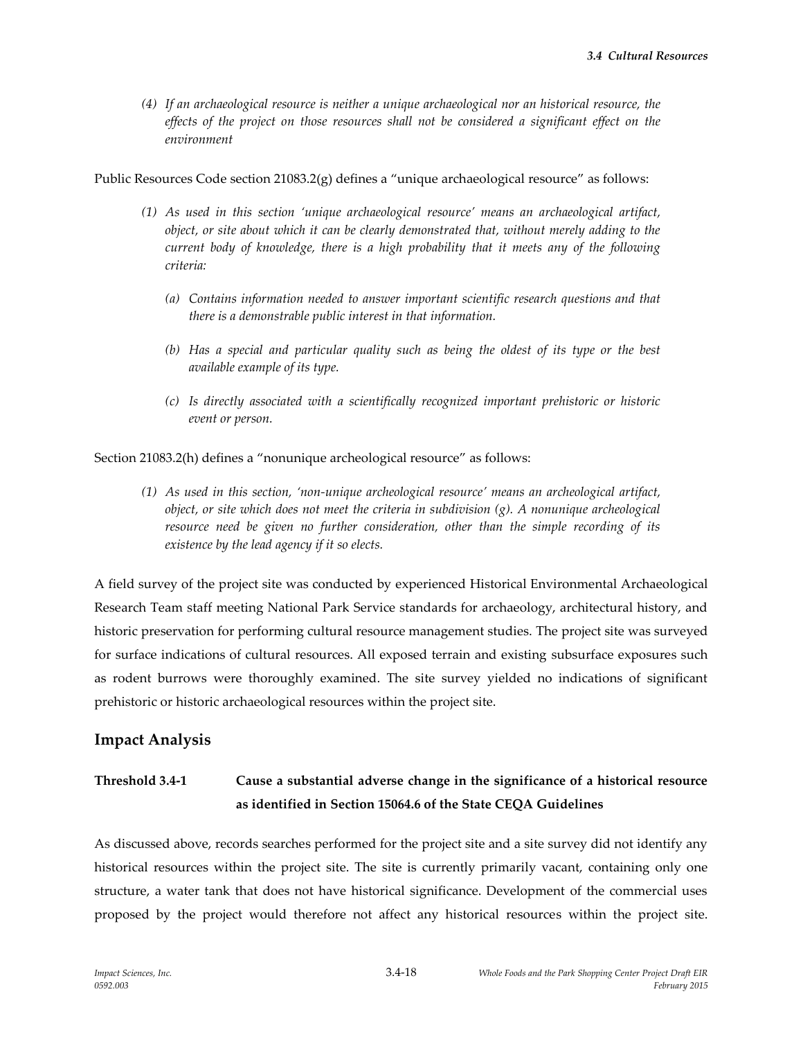*(4) If an archaeological resource is neither a unique archaeological nor an historical resource, the effects of the project on those resources shall not be considered a significant effect on the environment*

Public Resources Code section 21083.2(g) defines a "unique archaeological resource" as follows:

*(1) As used in this section 'unique archaeological resource' means an archaeological artifact, object, or site about which it can be clearly demonstrated that, without merely adding to the current body of knowledge, there is a high probability that it meets any of the following criteria:*

*(a) Contains information needed to answer important scientific research questions and that there is a demonstrable public interest in that information.*

*(b) Has a special and particular quality such as being the oldest of its type or the best available example of its type.*

*(c) Is directly associated with a scientifically recognized important prehistoric or historic event or person.*

Section 21083.2(h) defines a "nonunique archeological resource" as follows:

*(1) As used in this section, 'non-unique archeological resource' means an archeological artifact, object, or site which does not meet the criteria in subdivision (g). A nonunique archeological resource need be given no further consideration, other than the simple recording of its existence by the lead agency if it so elects.*

A field survey of the project site was conducted by experienced Historical Environmental Archaeological Research Team staff meeting National Park Service standards for archaeology, architectural history, and historic preservation for performing cultural resource management studies. The project site was surveyed for surface indications of cultural resources. All exposed terrain and existing subsurface exposures such as rodent burrows were thoroughly examined. The site survey yielded no indications of significant prehistoric or historic archaeological resources within the project site.

## Impact Analysis

### Threshold 3.4-1 Cause a substantial adverse change in the significance of a historical resource as identified in Section 15064.6 of the State CEQA Guidelines

As discussed above, records searches performed for the project site and a site survey did not identify any historical resources within the project site. The site is currently primarily vacant, containing only one structure, a water tank that does not have historical significance. Development of the commercial uses proposed by the project would therefore not affect any historical resources within the project site.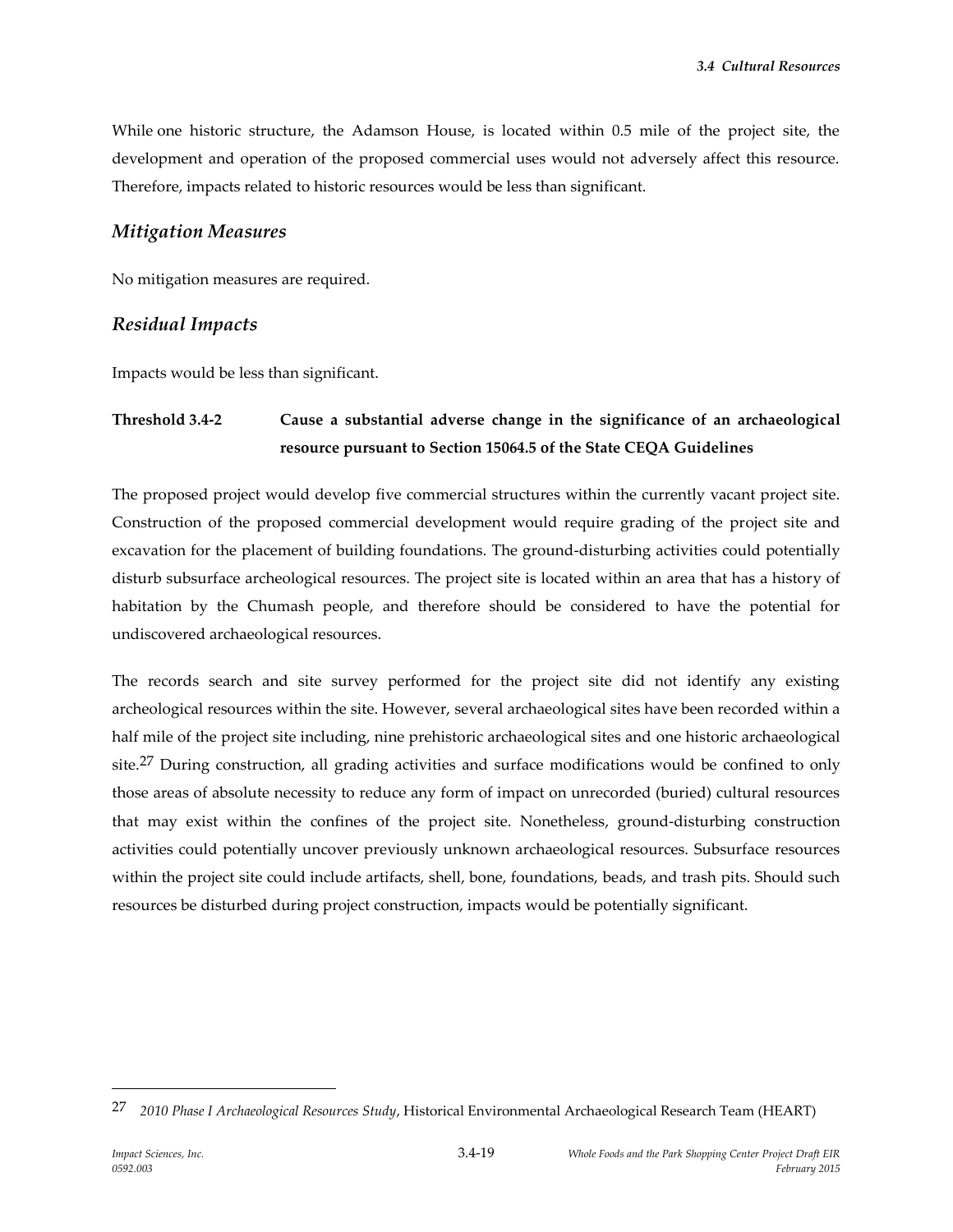While one historic structure, the Adamson House, is located within 0.5 mile of the project site, the development and operation of the proposed commercial uses would not adversely affect this resource. Therefore, impacts related to historic resources would be less than significant.

### *Mitigation Measures*

No mitigation measures are required.

### *Residual Impacts*

Impacts would be less than significant.

**Threshold 3.4-2 Cause a substantial adverse change in the significance of an archaeological resource pursuant to Section 15064.5 of the State CEQA Guidelines**

The proposed project would develop five commercial structures within the currently vacant project site. Construction of the proposed commercial development would require grading of the project site and excavation for the placement of building foundations. The ground-disturbing activities could potentially disturb subsurface archeological resources. The project site is located within an area that has a history of habitation by the Chumash people, and therefore should be considered to have the potential for undiscovered archaeological resources.

The records search and site survey performed for the project site did not identify any existing archeological resources within the site. However, several archaeological sites have been recorded within a half mile of the project site including, nine prehistoric archaeological sites and one historic archaeological site.[27] During construction, all grading activities and surface modifications would be confined to only those areas of absolute necessity to reduce any form of impact on unrecorded (buried) cultural resources that may exist within the confines of the project site. Nonetheless, ground-disturbing construction activities could potentially uncover previously unknown archaeological resources. Subsurface resources within the project site could include artifacts, shell, bone, foundations, beads, and trash pits. Should such resources be disturbed during project construction, impacts would be potentially significant.

---

[27] *2010 Phase I Archaeological Resources Study*, Historical Environmental Archaeological Research Team (HEART)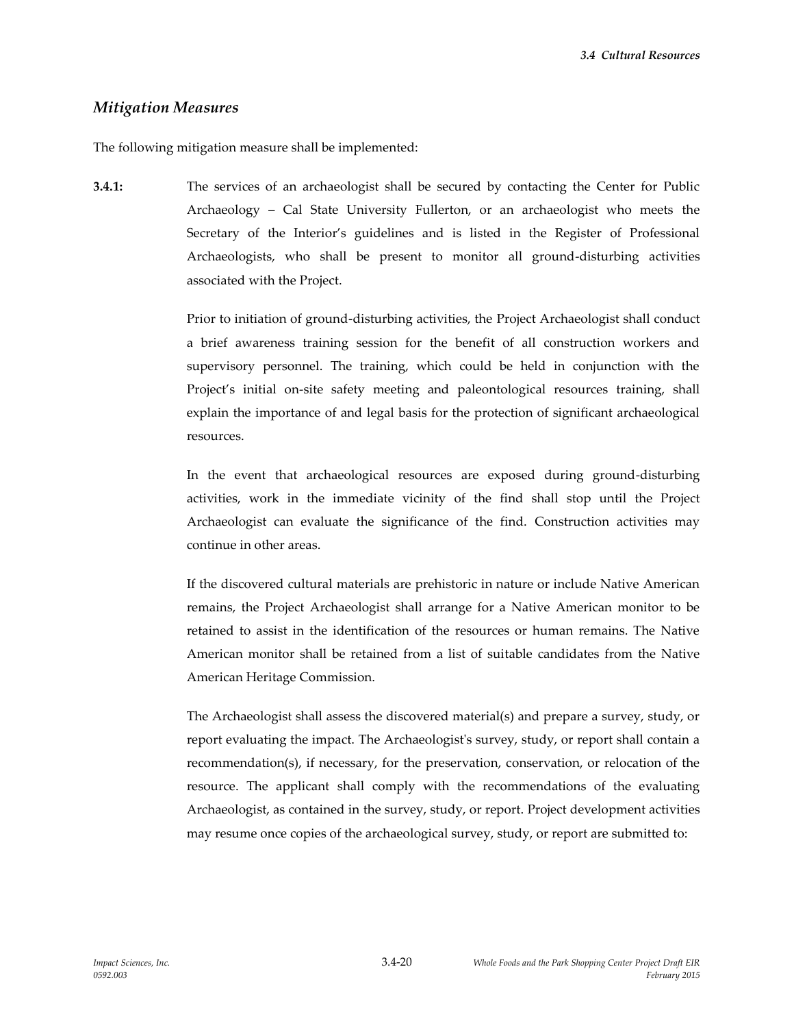## *Mitigation Measures*

The following mitigation measure shall be implemented:

**3.4.1:** The services of an archaeologist shall be secured by contacting the Center for Public Archaeology – Cal State University Fullerton, or an archaeologist who meets the Secretary of the Interior's guidelines and is listed in the Register of Professional Archaeologists, who shall be present to monitor all ground-disturbing activities associated with the Project.

Prior to initiation of ground-disturbing activities, the Project Archaeologist shall conduct a brief awareness training session for the benefit of all construction workers and supervisory personnel. The training, which could be held in conjunction with the Project's initial on-site safety meeting and paleontological resources training, shall explain the importance of and legal basis for the protection of significant archaeological resources.

In the event that archaeological resources are exposed during ground-disturbing activities, work in the immediate vicinity of the find shall stop until the Project Archaeologist can evaluate the significance of the find. Construction activities may continue in other areas.

If the discovered cultural materials are prehistoric in nature or include Native American remains, the Project Archaeologist shall arrange for a Native American monitor to be retained to assist in the identification of the resources or human remains. The Native American monitor shall be retained from a list of suitable candidates from the Native American Heritage Commission.

The Archaeologist shall assess the discovered material(s) and prepare a survey, study, or report evaluating the impact. The Archaeologist's survey, study, or report shall contain a recommendation(s), if necessary, for the preservation, conservation, or relocation of the resource. The applicant shall comply with the recommendations of the evaluating Archaeologist, as contained in the survey, study, or report. Project development activities may resume once copies of the archaeological survey, study, or report are submitted to: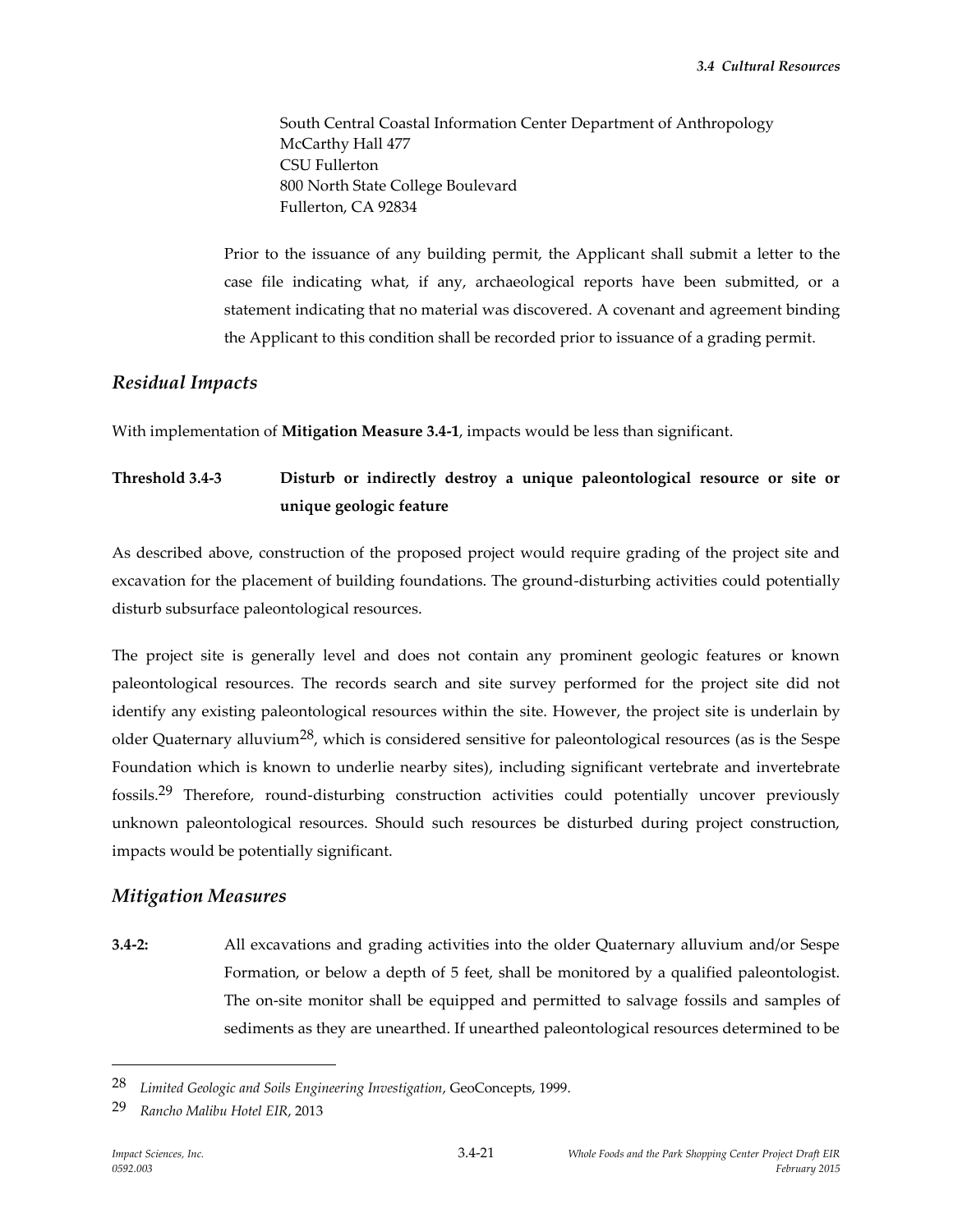South Central Coastal Information Center Department of Anthropology
McCarthy Hall 477
CSU Fullerton
800 North State College Boulevard
Fullerton, CA 92834

Prior to the issuance of any building permit, the Applicant shall submit a letter to the case file indicating what, if any, archaeological reports have been submitted, or a statement indicating that no material was discovered. A covenant and agreement binding the Applicant to this condition shall be recorded prior to issuance of a grading permit.

## *Residual Impacts*

With implementation of **Mitigation Measure 3.4-1**, impacts would be less than significant.

**Threshold 3.4-3 Disturb or indirectly destroy a unique paleontological resource or site or unique geologic feature**

As described above, construction of the proposed project would require grading of the project site and excavation for the placement of building foundations. The ground-disturbing activities could potentially disturb subsurface paleontological resources.

The project site is generally level and does not contain any prominent geologic features or known paleontological resources. The records search and site survey performed for the project site did not identify any existing paleontological resources within the site. However, the project site is underlain by older Quaternary alluvium[28], which is considered sensitive for paleontological resources (as is the Sespe Foundation which is known to underlie nearby sites), including significant vertebrate and invertebrate fossils.[29] Therefore, round-disturbing construction activities could potentially uncover previously unknown paleontological resources. Should such resources be disturbed during project construction, impacts would be potentially significant.

## *Mitigation Measures*

**3.4-2:** All excavations and grading activities into the older Quaternary alluvium and/or Sespe Formation, or below a depth of 5 feet, shall be monitored by a qualified paleontologist. The on-site monitor shall be equipped and permitted to salvage fossils and samples of sediments as they are unearthed. If unearthed paleontological resources determined to be

---

28 *Limited Geologic and Soils Engineering Investigation*, GeoConcepts, 1999.

29 *Rancho Malibu Hotel EIR*, 2013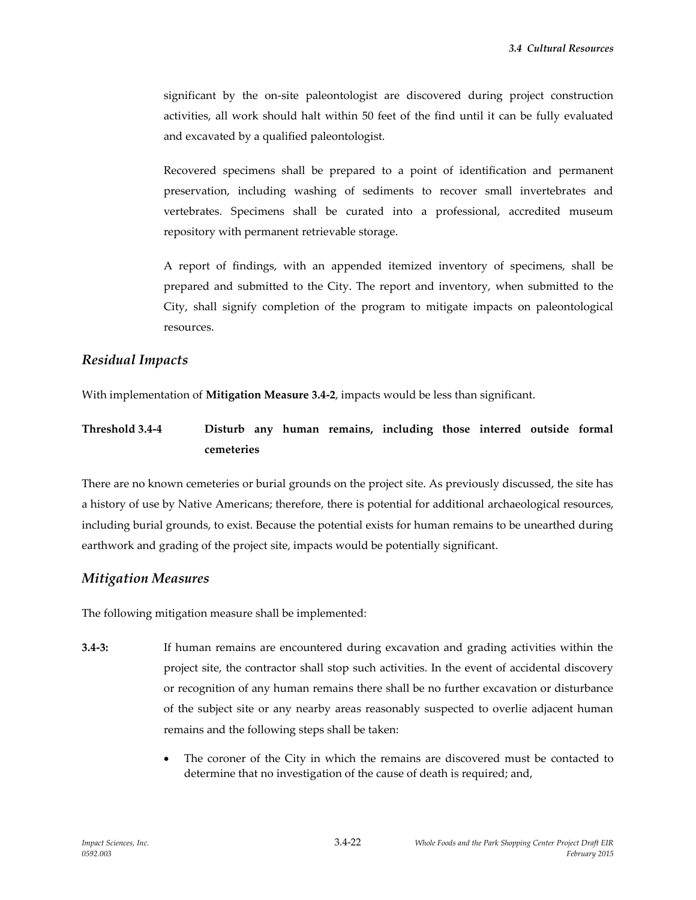significant by the on-site paleontologist are discovered during project construction activities, all work should halt within 50 feet of the find until it can be fully evaluated and excavated by a qualified paleontologist.

Recovered specimens shall be prepared to a point of identification and permanent preservation, including washing of sediments to recover small invertebrates and vertebrates. Specimens shall be curated into a professional, accredited museum repository with permanent retrievable storage.

A report of findings, with an appended itemized inventory of specimens, shall be prepared and submitted to the City. The report and inventory, when submitted to the City, shall signify completion of the program to mitigate impacts on paleontological resources.

## *Residual Impacts*

With implementation of **Mitigation Measure 3.4-2**, impacts would be less than significant.

**Threshold 3.4-4 Disturb any human remains, including those interred outside formal cemeteries**

There are no known cemeteries or burial grounds on the project site. As previously discussed, the site has a history of use by Native Americans; therefore, there is potential for additional archaeological resources, including burial grounds, to exist. Because the potential exists for human remains to be unearthed during earthwork and grading of the project site, impacts would be potentially significant.

## *Mitigation Measures*

The following mitigation measure shall be implemented:

**3.4-3:** If human remains are encountered during excavation and grading activities within the project site, the contractor shall stop such activities. In the event of accidental discovery or recognition of any human remains there shall be no further excavation or disturbance of the subject site or any nearby areas reasonably suspected to overlie adjacent human remains and the following steps shall be taken:

- The coroner of the City in which the remains are discovered must be contacted to determine that no investigation of the cause of death is required; and,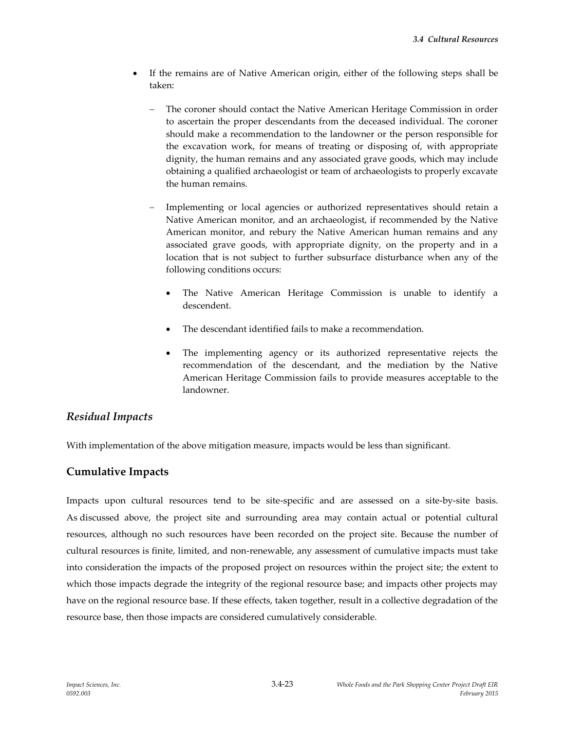- If the remains are of Native American origin, either of the following steps shall be taken:
  - The coroner should contact the Native American Heritage Commission in order to ascertain the proper descendants from the deceased individual. The coroner should make a recommendation to the landowner or the person responsible for the excavation work, for means of treating or disposing of, with appropriate dignity, the human remains and any associated grave goods, which may include obtaining a qualified archaeologist or team of archaeologists to properly excavate the human remains.
  - Implementing or local agencies or authorized representatives should retain a Native American monitor, and an archaeologist, if recommended by the Native American monitor, and rebury the Native American human remains and any associated grave goods, with appropriate dignity, on the property and in a location that is not subject to further subsurface disturbance when any of the following conditions occurs:
    - The Native American Heritage Commission is unable to identify a descendent.
    - The descendant identified fails to make a recommendation.
    - The implementing agency or its authorized representative rejects the recommendation of the descendant, and the mediation by the Native American Heritage Commission fails to provide measures acceptable to the landowner.

### *Residual Impacts*

With implementation of the above mitigation measure, impacts would be less than significant.

## Cumulative Impacts

Impacts upon cultural resources tend to be site-specific and are assessed on a site-by-site basis. As discussed above, the project site and surrounding area may contain actual or potential cultural resources, although no such resources have been recorded on the project site. Because the number of cultural resources is finite, limited, and non-renewable, any assessment of cumulative impacts must take into consideration the impacts of the proposed project on resources within the project site; the extent to which those impacts degrade the integrity of the regional resource base; and impacts other projects may have on the regional resource base. If these effects, taken together, result in a collective degradation of the resource base, then those impacts are considered cumulatively considerable.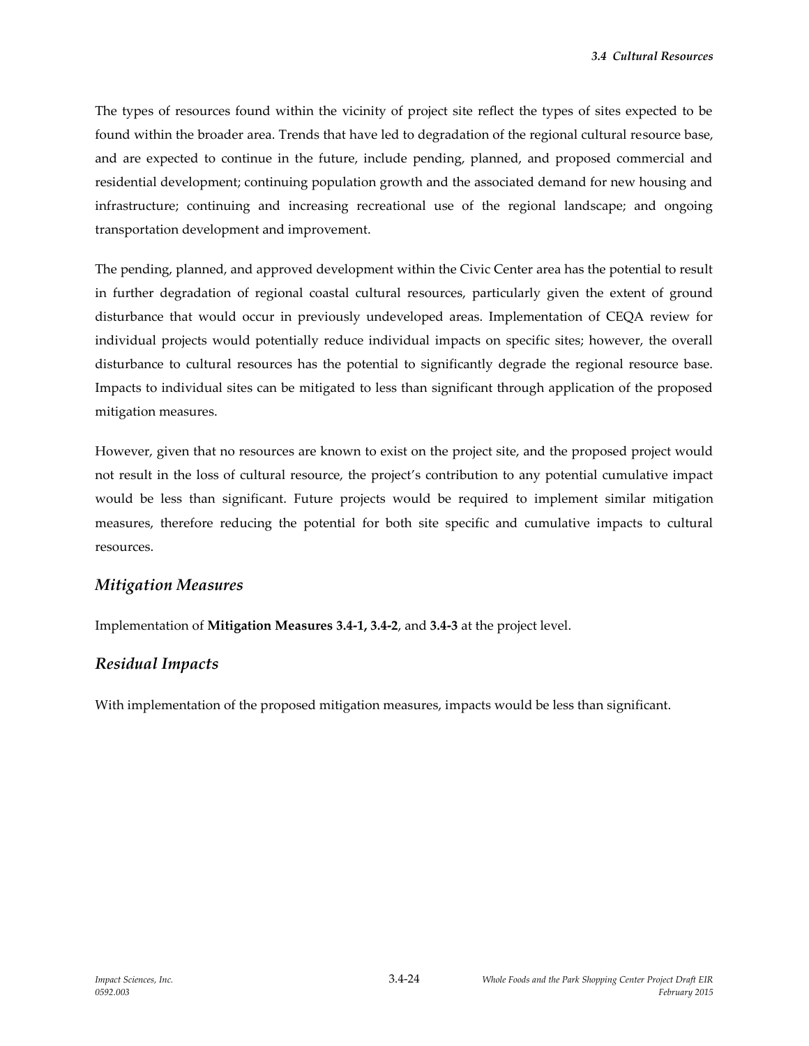The types of resources found within the vicinity of project site reflect the types of sites expected to be found within the broader area. Trends that have led to degradation of the regional cultural resource base, and are expected to continue in the future, include pending, planned, and proposed commercial and residential development; continuing population growth and the associated demand for new housing and infrastructure; continuing and increasing recreational use of the regional landscape; and ongoing transportation development and improvement.

The pending, planned, and approved development within the Civic Center area has the potential to result in further degradation of regional coastal cultural resources, particularly given the extent of ground disturbance that would occur in previously undeveloped areas. Implementation of CEQA review for individual projects would potentially reduce individual impacts on specific sites; however, the overall disturbance to cultural resources has the potential to significantly degrade the regional resource base. Impacts to individual sites can be mitigated to less than significant through application of the proposed mitigation measures.

However, given that no resources are known to exist on the project site, and the proposed project would not result in the loss of cultural resource, the project's contribution to any potential cumulative impact would be less than significant. Future projects would be required to implement similar mitigation measures, therefore reducing the potential for both site specific and cumulative impacts to cultural resources.

## *Mitigation Measures*

Implementation of **Mitigation Measures 3.4-1, 3.4-2**, and **3.4-3** at the project level.

## *Residual Impacts*

With implementation of the proposed mitigation measures, impacts would be less than significant.